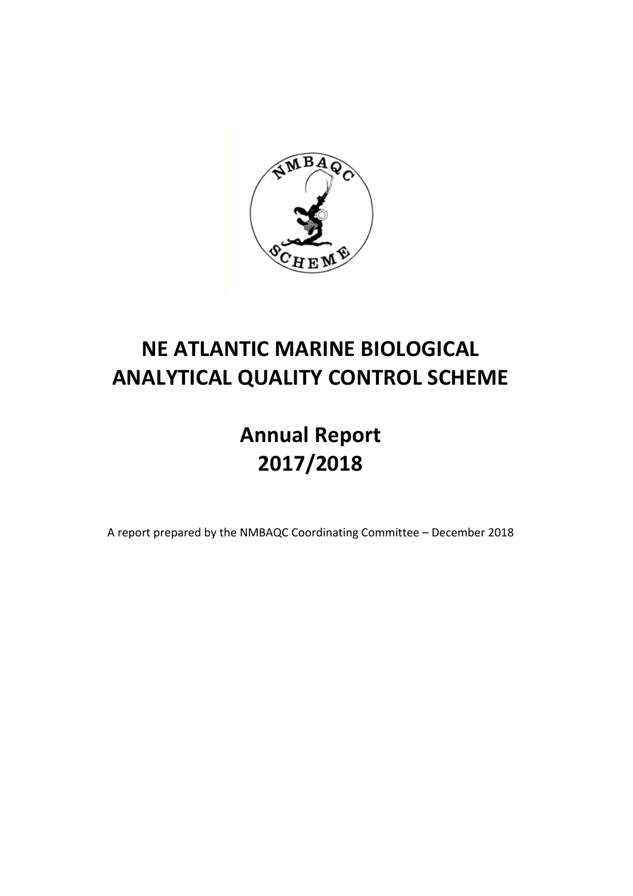# NE ATLANTIC MARINE BIOLOGICAL ANALYTICAL QUALITY CONTROL SCHEME

# Annual Report 2017/2018

A report prepared by the NMBAQC Coordinating Committee – December 2018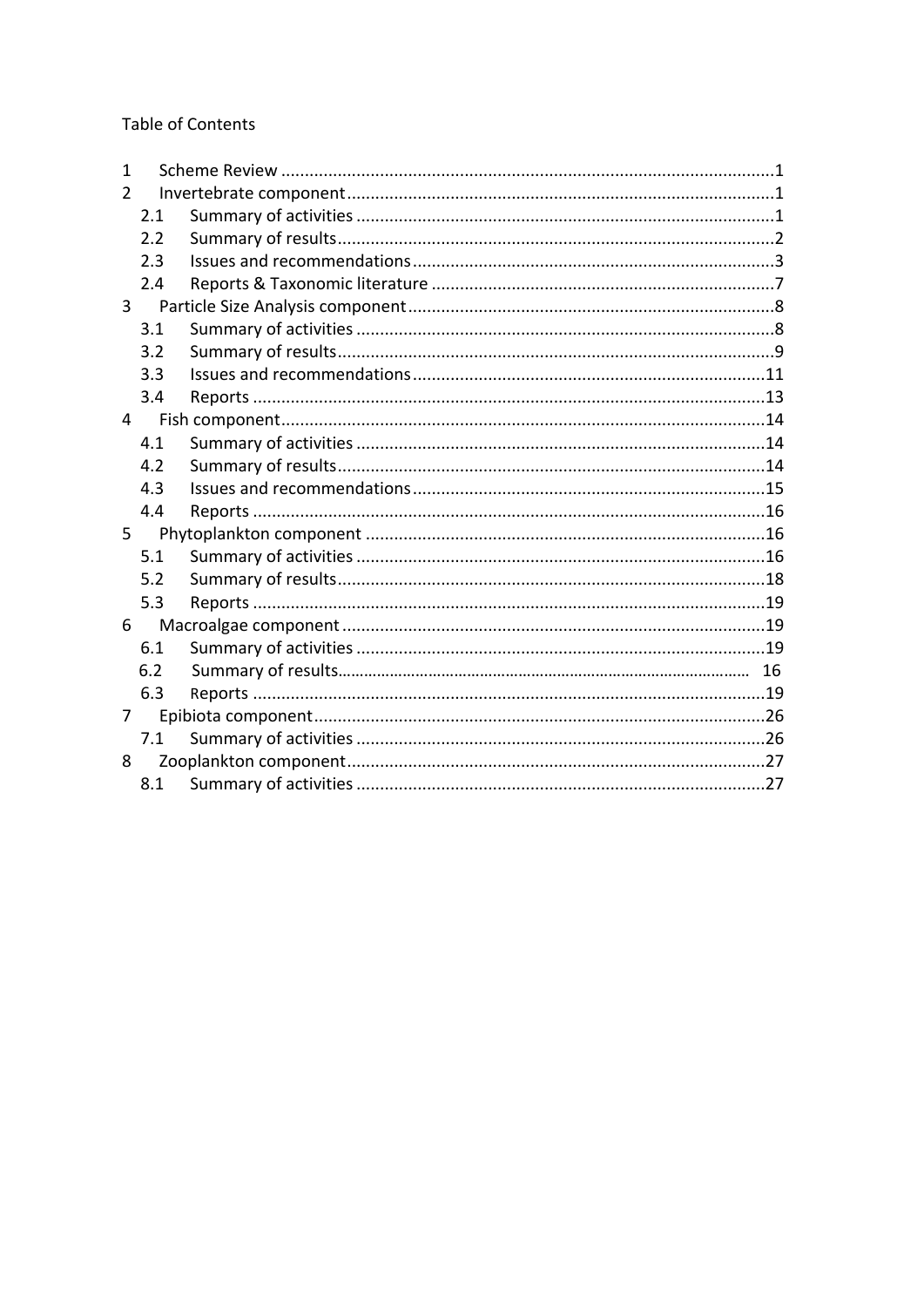Table of Contents

- 1 Scheme Review .......... 1
- 2 Invertebrate component .......... 1
  - 2.1 Summary of activities .......... 1
  - 2.2 Summary of results .......... 2
  - 2.3 Issues and recommendations .......... 3
  - 2.4 Reports & Taxonomic literature .......... 7
- 3 Particle Size Analysis component .......... 8
  - 3.1 Summary of activities .......... 8
  - 3.2 Summary of results .......... 9
  - 3.3 Issues and recommendations .......... 11
  - 3.4 Reports .......... 13
- 4 Fish component .......... 14
  - 4.1 Summary of activities .......... 14
  - 4.2 Summary of results .......... 14
  - 4.3 Issues and recommendations .......... 15
  - 4.4 Reports .......... 16
- 5 Phytoplankton component .......... 16
  - 5.1 Summary of activities .......... 16
  - 5.2 Summary of results .......... 18
  - 5.3 Reports .......... 19
- 6 Macroalgae component .......... 19
  - 6.1 Summary of activities .......... 19
  - 6.2 Summary of results .......... 16
  - 6.3 Reports .......... 19
- 7 Epibiota component .......... 26
  - 7.1 Summary of activities .......... 26
- 8 Zooplankton component .......... 27
  - 8.1 Summary of activities .......... 27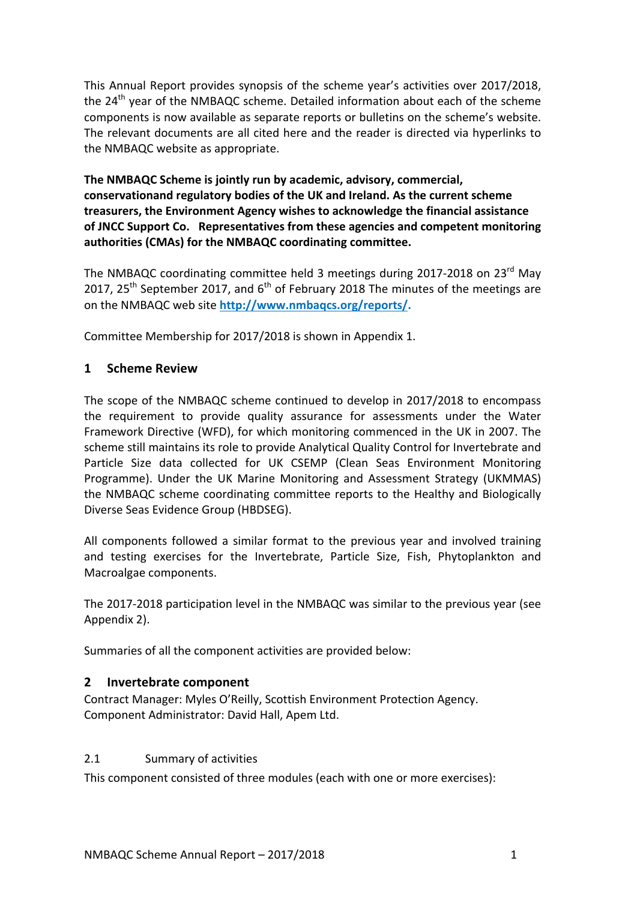This Annual Report provides synopsis of the scheme year's activities over 2017/2018, the 24th year of the NMBAQC scheme. Detailed information about each of the scheme components is now available as separate reports or bulletins on the scheme's website. The relevant documents are all cited here and the reader is directed via hyperlinks to the NMBAQC website as appropriate.

**The NMBAQC Scheme is jointly run by academic, advisory, commercial, conservationand regulatory bodies of the UK and Ireland. As the current scheme treasurers, the Environment Agency wishes to acknowledge the financial assistance of JNCC Support Co. Representatives from these agencies and competent monitoring authorities (CMAs) for the NMBAQC coordinating committee.**

The NMBAQC coordinating committee held 3 meetings during 2017-2018 on 23rd May 2017, 25th September 2017, and 6th of February 2018 The minutes of the meetings are on the NMBAQC web site **[http://www.nmbaqcs.org/reports/](http://www.nmbaqcs.org/reports/).**

Committee Membership for 2017/2018 is shown in Appendix 1.

## 1 Scheme Review

The scope of the NMBAQC scheme continued to develop in 2017/2018 to encompass the requirement to provide quality assurance for assessments under the Water Framework Directive (WFD), for which monitoring commenced in the UK in 2007. The scheme still maintains its role to provide Analytical Quality Control for Invertebrate and Particle Size data collected for UK CSEMP (Clean Seas Environment Monitoring Programme). Under the UK Marine Monitoring and Assessment Strategy (UKMMAS) the NMBAQC scheme coordinating committee reports to the Healthy and Biologically Diverse Seas Evidence Group (HBDSEG).

All components followed a similar format to the previous year and involved training and testing exercises for the Invertebrate, Particle Size, Fish, Phytoplankton and Macroalgae components.

The 2017-2018 participation level in the NMBAQC was similar to the previous year (see Appendix 2).

Summaries of all the component activities are provided below:

## 2 Invertebrate component

Contract Manager: Myles O'Reilly, Scottish Environment Protection Agency.
Component Administrator: David Hall, Apem Ltd.

### 2.1 Summary of activities

This component consisted of three modules (each with one or more exercises):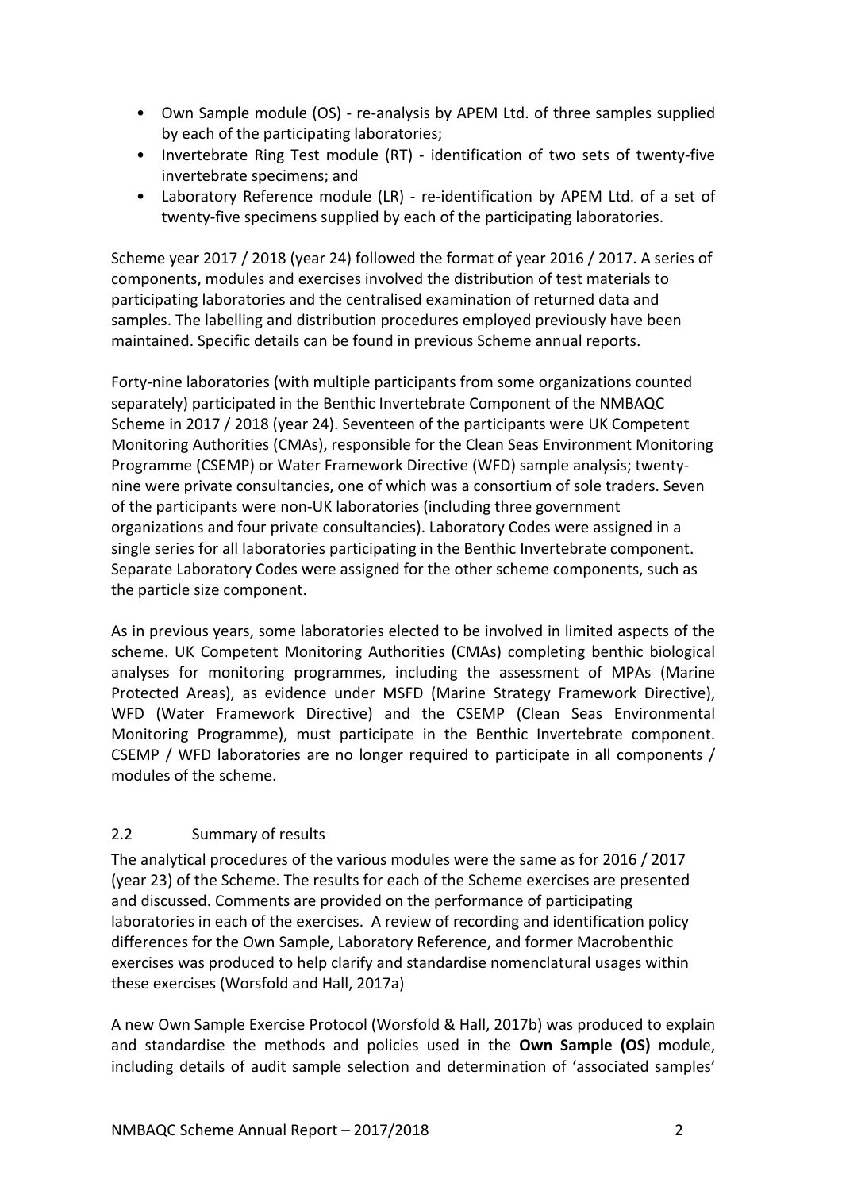- Own Sample module (OS) - re-analysis by APEM Ltd. of three samples supplied by each of the participating laboratories;
- Invertebrate Ring Test module (RT) - identification of two sets of twenty-five invertebrate specimens; and
- Laboratory Reference module (LR) - re-identification by APEM Ltd. of a set of twenty-five specimens supplied by each of the participating laboratories.

Scheme year 2017 / 2018 (year 24) followed the format of year 2016 / 2017. A series of components, modules and exercises involved the distribution of test materials to participating laboratories and the centralised examination of returned data and samples. The labelling and distribution procedures employed previously have been maintained. Specific details can be found in previous Scheme annual reports.

Forty-nine laboratories (with multiple participants from some organizations counted separately) participated in the Benthic Invertebrate Component of the NMBAQC Scheme in 2017 / 2018 (year 24). Seventeen of the participants were UK Competent Monitoring Authorities (CMAs), responsible for the Clean Seas Environment Monitoring Programme (CSEMP) or Water Framework Directive (WFD) sample analysis; twenty-nine were private consultancies, one of which was a consortium of sole traders. Seven of the participants were non-UK laboratories (including three government organizations and four private consultancies). Laboratory Codes were assigned in a single series for all laboratories participating in the Benthic Invertebrate component. Separate Laboratory Codes were assigned for the other scheme components, such as the particle size component.

As in previous years, some laboratories elected to be involved in limited aspects of the scheme. UK Competent Monitoring Authorities (CMAs) completing benthic biological analyses for monitoring programmes, including the assessment of MPAs (Marine Protected Areas), as evidence under MSFD (Marine Strategy Framework Directive), WFD (Water Framework Directive) and the CSEMP (Clean Seas Environmental Monitoring Programme), must participate in the Benthic Invertebrate component. CSEMP / WFD laboratories are no longer required to participate in all components / modules of the scheme.

## 2.2 Summary of results

The analytical procedures of the various modules were the same as for 2016 / 2017 (year 23) of the Scheme. The results for each of the Scheme exercises are presented and discussed. Comments are provided on the performance of participating laboratories in each of the exercises. A review of recording and identification policy differences for the Own Sample, Laboratory Reference, and former Macrobenthic exercises was produced to help clarify and standardise nomenclatural usages within these exercises (Worsfold and Hall, 2017a)

A new Own Sample Exercise Protocol (Worsfold & Hall, 2017b) was produced to explain and standardise the methods and policies used in the **Own Sample (OS)** module, including details of audit sample selection and determination of 'associated samples'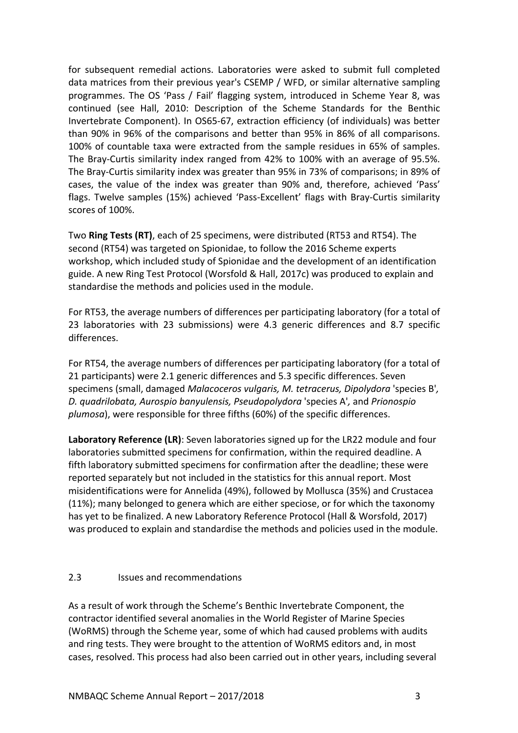for subsequent remedial actions. Laboratories were asked to submit full completed data matrices from their previous year's CSEMP / WFD, or similar alternative sampling programmes. The OS 'Pass / Fail' flagging system, introduced in Scheme Year 8, was continued (see Hall, 2010: Description of the Scheme Standards for the Benthic Invertebrate Component). In OS65-67, extraction efficiency (of individuals) was better than 90% in 96% of the comparisons and better than 95% in 86% of all comparisons. 100% of countable taxa were extracted from the sample residues in 65% of samples. The Bray-Curtis similarity index ranged from 42% to 100% with an average of 95.5%. The Bray-Curtis similarity index was greater than 95% in 73% of comparisons; in 89% of cases, the value of the index was greater than 90% and, therefore, achieved 'Pass' flags. Twelve samples (15%) achieved 'Pass-Excellent' flags with Bray-Curtis similarity scores of 100%.

Two **Ring Tests (RT)**, each of 25 specimens, were distributed (RT53 and RT54). The second (RT54) was targeted on Spionidae, to follow the 2016 Scheme experts workshop, which included study of Spionidae and the development of an identification guide. A new Ring Test Protocol (Worsfold & Hall, 2017c) was produced to explain and standardise the methods and policies used in the module.

For RT53, the average numbers of differences per participating laboratory (for a total of 23 laboratories with 23 submissions) were 4.3 generic differences and 8.7 specific differences.

For RT54, the average numbers of differences per participating laboratory (for a total of 21 participants) were 2.1 generic differences and 5.3 specific differences. Seven specimens (small, damaged *Malacoceros vulgaris, M. tetracerus, Dipolydora* 'species B', *D. quadrilobata, Aurospio banyulensis, Pseudopolydora* 'species A', and *Prionospio plumosa*), were responsible for three fifths (60%) of the specific differences.

**Laboratory Reference (LR)**: Seven laboratories signed up for the LR22 module and four laboratories submitted specimens for confirmation, within the required deadline. A fifth laboratory submitted specimens for confirmation after the deadline; these were reported separately but not included in the statistics for this annual report. Most misidentifications were for Annelida (49%), followed by Mollusca (35%) and Crustacea (11%); many belonged to genera which are either speciose, or for which the taxonomy has yet to be finalized. A new Laboratory Reference Protocol (Hall & Worsfold, 2017) was produced to explain and standardise the methods and policies used in the module.

## 2.3 Issues and recommendations

As a result of work through the Scheme's Benthic Invertebrate Component, the contractor identified several anomalies in the World Register of Marine Species (WoRMS) through the Scheme year, some of which had caused problems with audits and ring tests. They were brought to the attention of WoRMS editors and, in most cases, resolved. This process had also been carried out in other years, including several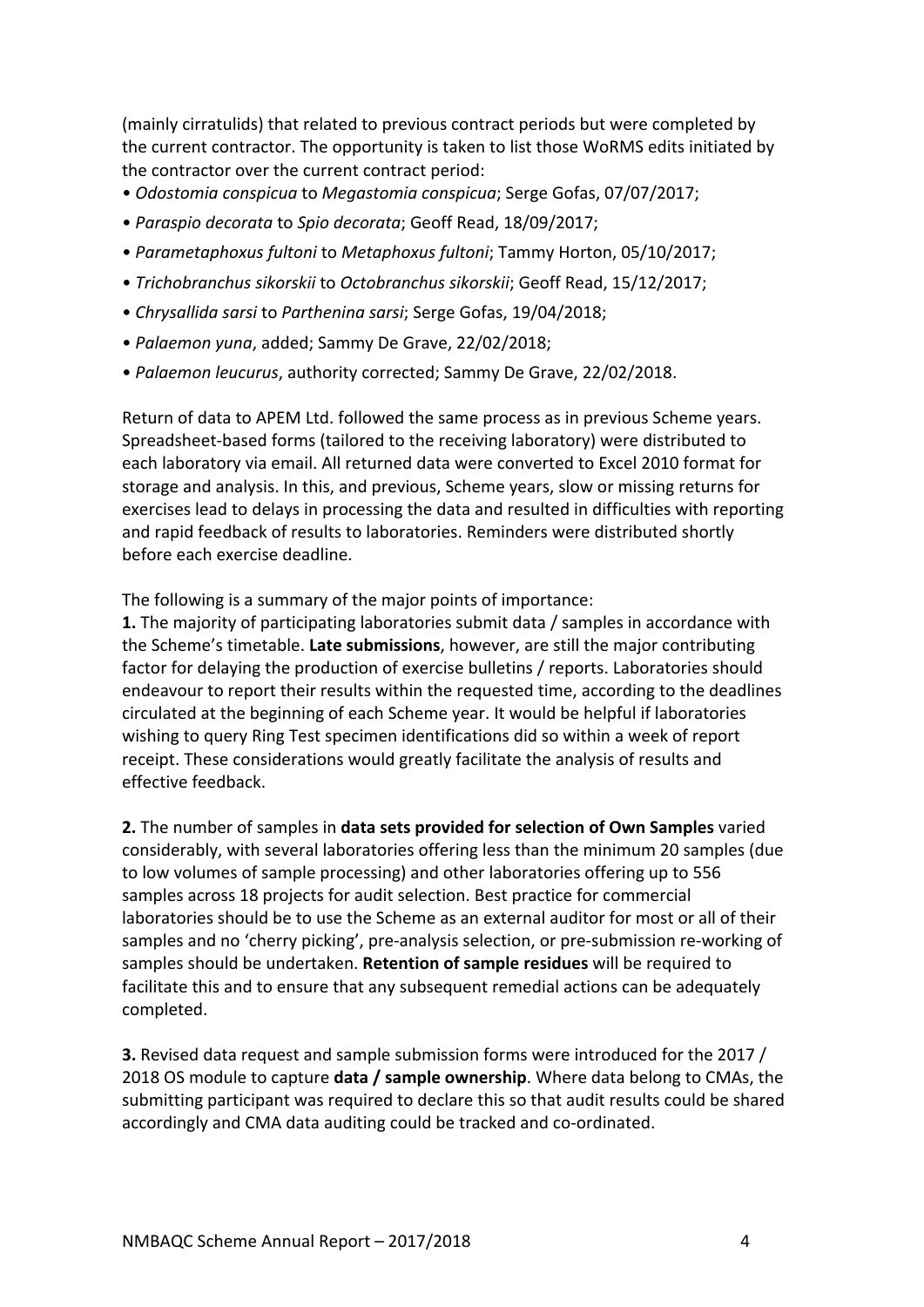(mainly cirratulids) that related to previous contract periods but were completed by the current contractor. The opportunity is taken to list those WoRMS edits initiated by the contractor over the current contract period:

- *Odostomia conspicua* to *Megastomia conspicua*; Serge Gofas, 07/07/2017;
- *Paraspio decorata* to *Spio decorata*; Geoff Read, 18/09/2017;
- *Parametaphoxus fultoni* to *Metaphoxus fultoni*; Tammy Horton, 05/10/2017;
- *Trichobranchus sikorskii* to *Octobranchus sikorskii*; Geoff Read, 15/12/2017;
- *Chrysallida sarsi* to *Parthenina sarsi*; Serge Gofas, 19/04/2018;
- *Palaemon yuna*, added; Sammy De Grave, 22/02/2018;
- *Palaemon leucurus*, authority corrected; Sammy De Grave, 22/02/2018.

Return of data to APEM Ltd. followed the same process as in previous Scheme years. Spreadsheet-based forms (tailored to the receiving laboratory) were distributed to each laboratory via email. All returned data were converted to Excel 2010 format for storage and analysis. In this, and previous, Scheme years, slow or missing returns for exercises lead to delays in processing the data and resulted in difficulties with reporting and rapid feedback of results to laboratories. Reminders were distributed shortly before each exercise deadline.

The following is a summary of the major points of importance:

**1.** The majority of participating laboratories submit data / samples in accordance with the Scheme's timetable. **Late submissions**, however, are still the major contributing factor for delaying the production of exercise bulletins / reports. Laboratories should endeavour to report their results within the requested time, according to the deadlines circulated at the beginning of each Scheme year. It would be helpful if laboratories wishing to query Ring Test specimen identifications did so within a week of report receipt. These considerations would greatly facilitate the analysis of results and effective feedback.

**2.** The number of samples in **data sets provided for selection of Own Samples** varied considerably, with several laboratories offering less than the minimum 20 samples (due to low volumes of sample processing) and other laboratories offering up to 556 samples across 18 projects for audit selection. Best practice for commercial laboratories should be to use the Scheme as an external auditor for most or all of their samples and no 'cherry picking', pre-analysis selection, or pre-submission re-working of samples should be undertaken. **Retention of sample residues** will be required to facilitate this and to ensure that any subsequent remedial actions can be adequately completed.

**3.** Revised data request and sample submission forms were introduced for the 2017 / 2018 OS module to capture **data / sample ownership**. Where data belong to CMAs, the submitting participant was required to declare this so that audit results could be shared accordingly and CMA data auditing could be tracked and co-ordinated.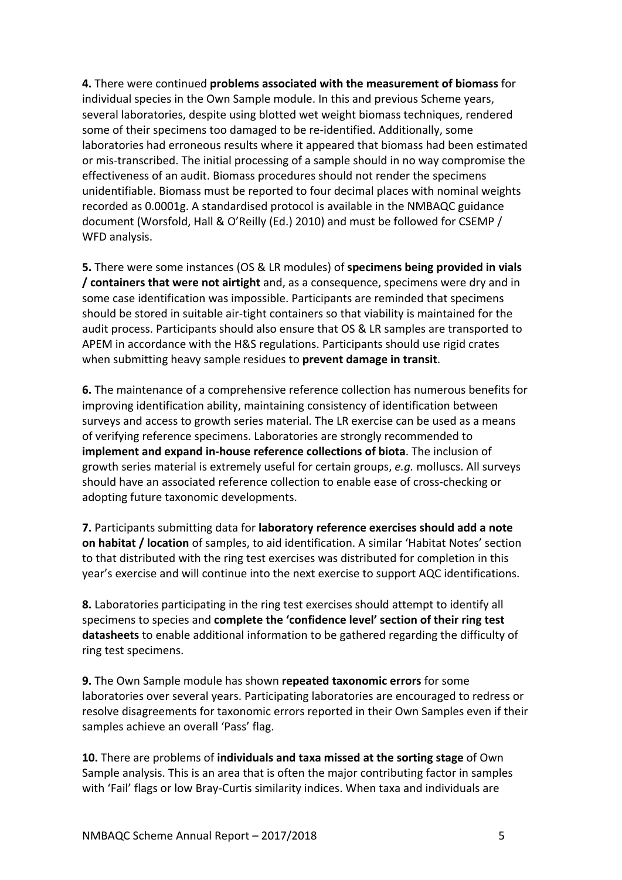**4.** There were continued **problems associated with the measurement of biomass** for individual species in the Own Sample module. In this and previous Scheme years, several laboratories, despite using blotted wet weight biomass techniques, rendered some of their specimens too damaged to be re-identified. Additionally, some laboratories had erroneous results where it appeared that biomass had been estimated or mis-transcribed. The initial processing of a sample should in no way compromise the effectiveness of an audit. Biomass procedures should not render the specimens unidentifiable. Biomass must be reported to four decimal places with nominal weights recorded as 0.0001g. A standardised protocol is available in the NMBAQC guidance document (Worsfold, Hall & O'Reilly (Ed.) 2010) and must be followed for CSEMP / WFD analysis.

**5.** There were some instances (OS & LR modules) of **specimens being provided in vials / containers that were not airtight** and, as a consequence, specimens were dry and in some case identification was impossible. Participants are reminded that specimens should be stored in suitable air-tight containers so that viability is maintained for the audit process. Participants should also ensure that OS & LR samples are transported to APEM in accordance with the H&S regulations. Participants should use rigid crates when submitting heavy sample residues to **prevent damage in transit**.

**6.** The maintenance of a comprehensive reference collection has numerous benefits for improving identification ability, maintaining consistency of identification between surveys and access to growth series material. The LR exercise can be used as a means of verifying reference specimens. Laboratories are strongly recommended to **implement and expand in-house reference collections of biota**. The inclusion of growth series material is extremely useful for certain groups, *e.g.* molluscs. All surveys should have an associated reference collection to enable ease of cross-checking or adopting future taxonomic developments.

**7.** Participants submitting data for **laboratory reference exercises should add a note on habitat / location** of samples, to aid identification. A similar 'Habitat Notes' section to that distributed with the ring test exercises was distributed for completion in this year's exercise and will continue into the next exercise to support AQC identifications.

**8.** Laboratories participating in the ring test exercises should attempt to identify all specimens to species and **complete the 'confidence level' section of their ring test datasheets** to enable additional information to be gathered regarding the difficulty of ring test specimens.

**9.** The Own Sample module has shown **repeated taxonomic errors** for some laboratories over several years. Participating laboratories are encouraged to redress or resolve disagreements for taxonomic errors reported in their Own Samples even if their samples achieve an overall 'Pass' flag.

**10.** There are problems of **individuals and taxa missed at the sorting stage** of Own Sample analysis. This is an area that is often the major contributing factor in samples with 'Fail' flags or low Bray-Curtis similarity indices. When taxa and individuals are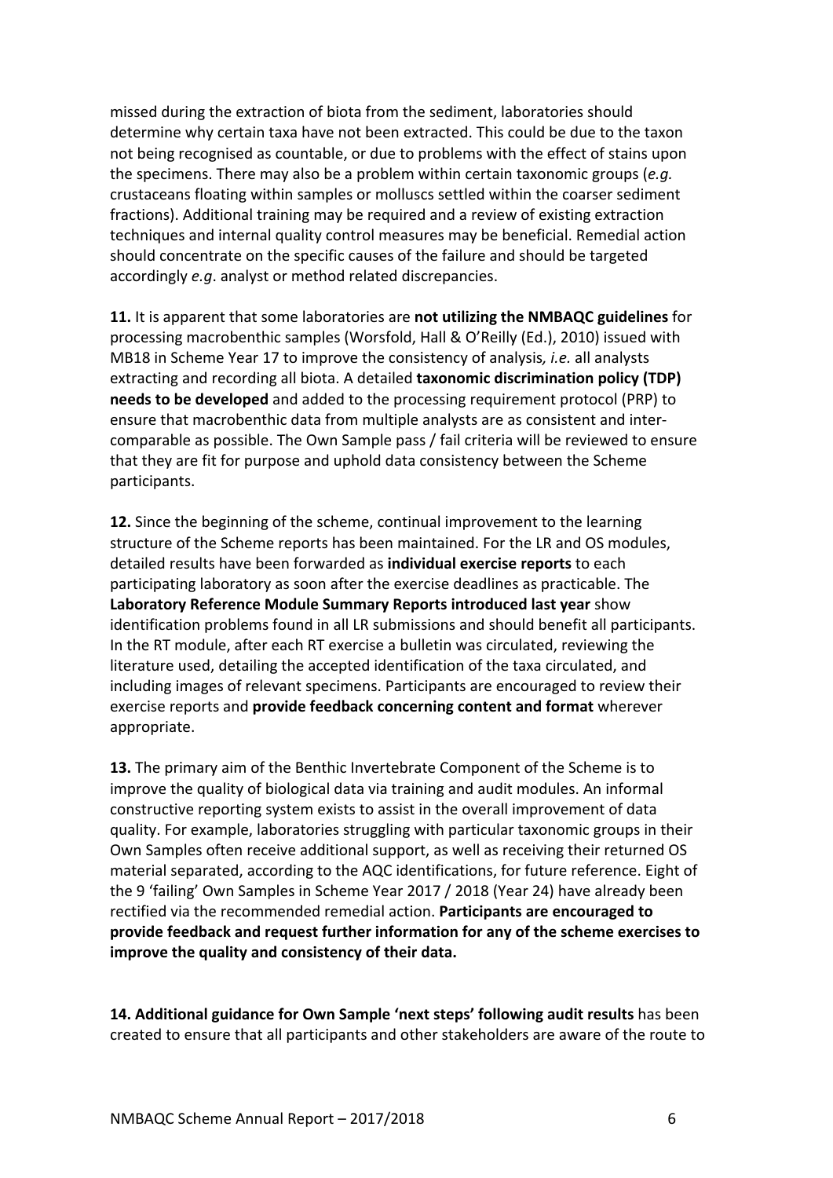missed during the extraction of biota from the sediment, laboratories should determine why certain taxa have not been extracted. This could be due to the taxon not being recognised as countable, or due to problems with the effect of stains upon the specimens. There may also be a problem within certain taxonomic groups (*e.g.* crustaceans floating within samples or molluscs settled within the coarser sediment fractions). Additional training may be required and a review of existing extraction techniques and internal quality control measures may be beneficial. Remedial action should concentrate on the specific causes of the failure and should be targeted accordingly *e.g*. analyst or method related discrepancies.

**11.** It is apparent that some laboratories are **not utilizing the NMBAQC guidelines** for processing macrobenthic samples (Worsfold, Hall & O'Reilly (Ed.), 2010) issued with MB18 in Scheme Year 17 to improve the consistency of analysis*, i.e.* all analysts extracting and recording all biota. A detailed **taxonomic discrimination policy (TDP) needs to be developed** and added to the processing requirement protocol (PRP) to ensure that macrobenthic data from multiple analysts are as consistent and inter-comparable as possible. The Own Sample pass / fail criteria will be reviewed to ensure that they are fit for purpose and uphold data consistency between the Scheme participants.

**12.** Since the beginning of the scheme, continual improvement to the learning structure of the Scheme reports has been maintained. For the LR and OS modules, detailed results have been forwarded as **individual exercise reports** to each participating laboratory as soon after the exercise deadlines as practicable. The **Laboratory Reference Module Summary Reports introduced last year** show identification problems found in all LR submissions and should benefit all participants. In the RT module, after each RT exercise a bulletin was circulated, reviewing the literature used, detailing the accepted identification of the taxa circulated, and including images of relevant specimens. Participants are encouraged to review their exercise reports and **provide feedback concerning content and format** wherever appropriate.

**13.** The primary aim of the Benthic Invertebrate Component of the Scheme is to improve the quality of biological data via training and audit modules. An informal constructive reporting system exists to assist in the overall improvement of data quality. For example, laboratories struggling with particular taxonomic groups in their Own Samples often receive additional support, as well as receiving their returned OS material separated, according to the AQC identifications, for future reference. Eight of the 9 'failing' Own Samples in Scheme Year 2017 / 2018 (Year 24) have already been rectified via the recommended remedial action. **Participants are encouraged to provide feedback and request further information for any of the scheme exercises to improve the quality and consistency of their data.**

**14. Additional guidance for Own Sample 'next steps' following audit results** has been created to ensure that all participants and other stakeholders are aware of the route to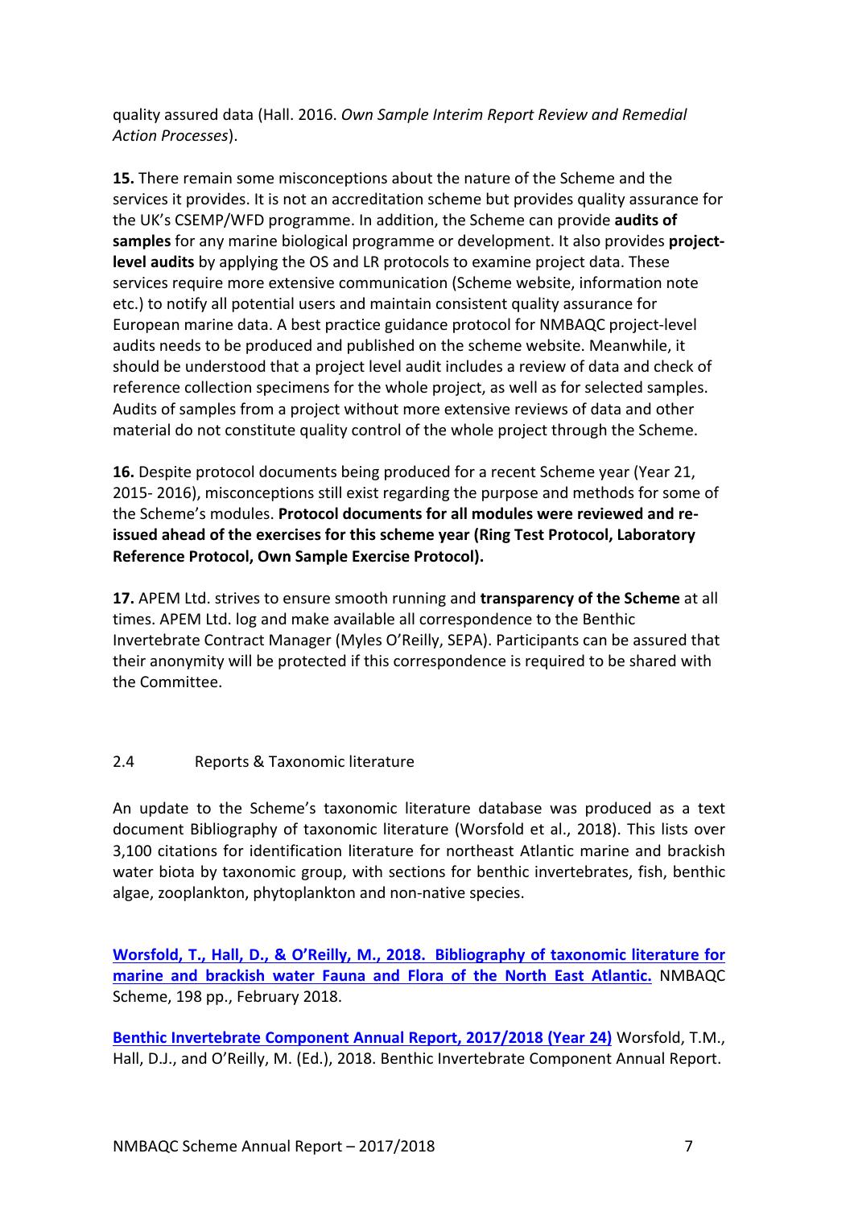quality assured data (Hall. 2016. *Own Sample Interim Report Review and Remedial Action Processes*).

**15.** There remain some misconceptions about the nature of the Scheme and the services it provides. It is not an accreditation scheme but provides quality assurance for the UK's CSEMP/WFD programme. In addition, the Scheme can provide **audits of samples** for any marine biological programme or development. It also provides **project-level audits** by applying the OS and LR protocols to examine project data. These services require more extensive communication (Scheme website, information note etc.) to notify all potential users and maintain consistent quality assurance for European marine data. A best practice guidance protocol for NMBAQC project-level audits needs to be produced and published on the scheme website. Meanwhile, it should be understood that a project level audit includes a review of data and check of reference collection specimens for the whole project, as well as for selected samples. Audits of samples from a project without more extensive reviews of data and other material do not constitute quality control of the whole project through the Scheme.

**16.** Despite protocol documents being produced for a recent Scheme year (Year 21, 2015- 2016), misconceptions still exist regarding the purpose and methods for some of the Scheme's modules. **Protocol documents for all modules were reviewed and re-issued ahead of the exercises for this scheme year (Ring Test Protocol, Laboratory Reference Protocol, Own Sample Exercise Protocol).**

**17.** APEM Ltd. strives to ensure smooth running and **transparency of the Scheme** at all times. APEM Ltd. log and make available all correspondence to the Benthic Invertebrate Contract Manager (Myles O'Reilly, SEPA). Participants can be assured that their anonymity will be protected if this correspondence is required to be shared with the Committee.

## 2.4 Reports & Taxonomic literature

An update to the Scheme's taxonomic literature database was produced as a text document Bibliography of taxonomic literature (Worsfold et al., 2018). This lists over 3,100 citations for identification literature for northeast Atlantic marine and brackish water biota by taxonomic group, with sections for benthic invertebrates, fish, benthic algae, zooplankton, phytoplankton and non-native species.

**Worsfold, T., Hall, D., & O'Reilly, M., 2018. Bibliography of taxonomic literature for marine and brackish water Fauna and Flora of the North East Atlantic.** NMBAQC Scheme, 198 pp., February 2018.

**Benthic Invertebrate Component Annual Report, 2017/2018 (Year 24)** Worsfold, T.M., Hall, D.J., and O'Reilly, M. (Ed.), 2018. Benthic Invertebrate Component Annual Report.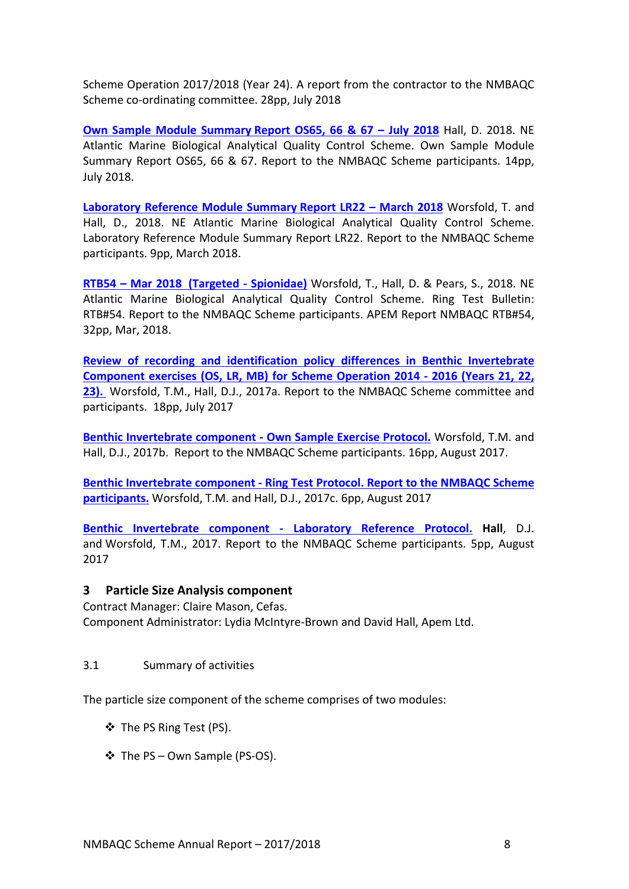Scheme Operation 2017/2018 (Year 24). A report from the contractor to the NMBAQC Scheme co-ordinating committee. 28pp, July 2018

**Own Sample Module Summary Report OS65, 66 & 67 – July 2018** Hall, D. 2018. NE Atlantic Marine Biological Analytical Quality Control Scheme. Own Sample Module Summary Report OS65, 66 & 67. Report to the NMBAQC Scheme participants. 14pp, July 2018.

**Laboratory Reference Module Summary Report LR22 – March 2018** Worsfold, T. and Hall, D., 2018. NE Atlantic Marine Biological Analytical Quality Control Scheme. Laboratory Reference Module Summary Report LR22. Report to the NMBAQC Scheme participants. 9pp, March 2018.

**RTB54 – Mar 2018 (Targeted - Spionidae)** Worsfold, T., Hall, D. & Pears, S., 2018. NE Atlantic Marine Biological Analytical Quality Control Scheme. Ring Test Bulletin: RTB#54. Report to the NMBAQC Scheme participants. APEM Report NMBAQC RTB#54, 32pp, Mar, 2018.

**Review of recording and identification policy differences in Benthic Invertebrate Component exercises (OS, LR, MB) for Scheme Operation 2014 - 2016 (Years 21, 22, 23).** Worsfold, T.M., Hall, D.J., 2017a. Report to the NMBAQC Scheme committee and participants. 18pp, July 2017

**Benthic Invertebrate component - Own Sample Exercise Protocol.** Worsfold, T.M. and Hall, D.J., 2017b. Report to the NMBAQC Scheme participants. 16pp, August 2017.

**Benthic Invertebrate component - Ring Test Protocol. Report to the NMBAQC Scheme participants.** Worsfold, T.M. and Hall, D.J., 2017c. 6pp, August 2017

**Benthic Invertebrate component - Laboratory Reference Protocol.** **Hall**, D.J. and Worsfold, T.M., 2017. Report to the NMBAQC Scheme participants. 5pp, August 2017

## 3 Particle Size Analysis component

Contract Manager: Claire Mason, Cefas.
Component Administrator: Lydia McIntyre-Brown and David Hall, Apem Ltd.

### 3.1 Summary of activities

The particle size component of the scheme comprises of two modules:

- The PS Ring Test (PS).
- The PS – Own Sample (PS-OS).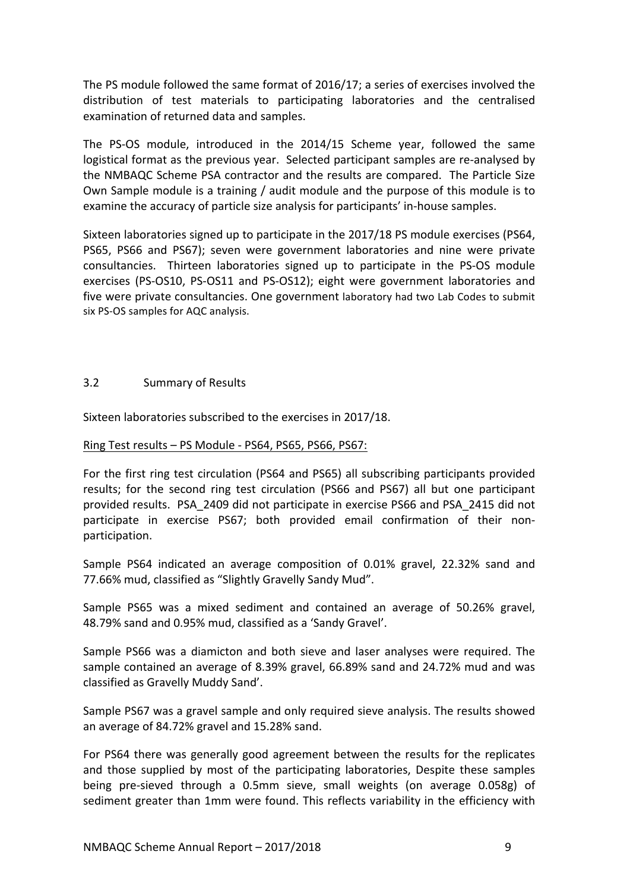The PS module followed the same format of 2016/17; a series of exercises involved the distribution of test materials to participating laboratories and the centralised examination of returned data and samples.

The PS-OS module, introduced in the 2014/15 Scheme year, followed the same logistical format as the previous year. Selected participant samples are re-analysed by the NMBAQC Scheme PSA contractor and the results are compared. The Particle Size Own Sample module is a training / audit module and the purpose of this module is to examine the accuracy of particle size analysis for participants' in-house samples.

Sixteen laboratories signed up to participate in the 2017/18 PS module exercises (PS64, PS65, PS66 and PS67); seven were government laboratories and nine were private consultancies. Thirteen laboratories signed up to participate in the PS-OS module exercises (PS-OS10, PS-OS11 and PS-OS12); eight were government laboratories and five were private consultancies. One government laboratory had two Lab Codes to submit six PS-OS samples for AQC analysis.

## 3.2 Summary of Results

Sixteen laboratories subscribed to the exercises in 2017/18.

Ring Test results – PS Module - PS64, PS65, PS66, PS67:

For the first ring test circulation (PS64 and PS65) all subscribing participants provided results; for the second ring test circulation (PS66 and PS67) all but one participant provided results. PSA_2409 did not participate in exercise PS66 and PSA_2415 did not participate in exercise PS67; both provided email confirmation of their non-participation.

Sample PS64 indicated an average composition of 0.01% gravel, 22.32% sand and 77.66% mud, classified as "Slightly Gravelly Sandy Mud".

Sample PS65 was a mixed sediment and contained an average of 50.26% gravel, 48.79% sand and 0.95% mud, classified as a 'Sandy Gravel'.

Sample PS66 was a diamicton and both sieve and laser analyses were required. The sample contained an average of 8.39% gravel, 66.89% sand and 24.72% mud and was classified as Gravelly Muddy Sand'.

Sample PS67 was a gravel sample and only required sieve analysis. The results showed an average of 84.72% gravel and 15.28% sand.

For PS64 there was generally good agreement between the results for the replicates and those supplied by most of the participating laboratories, Despite these samples being pre-sieved through a 0.5mm sieve, small weights (on average 0.058g) of sediment greater than 1mm were found. This reflects variability in the efficiency with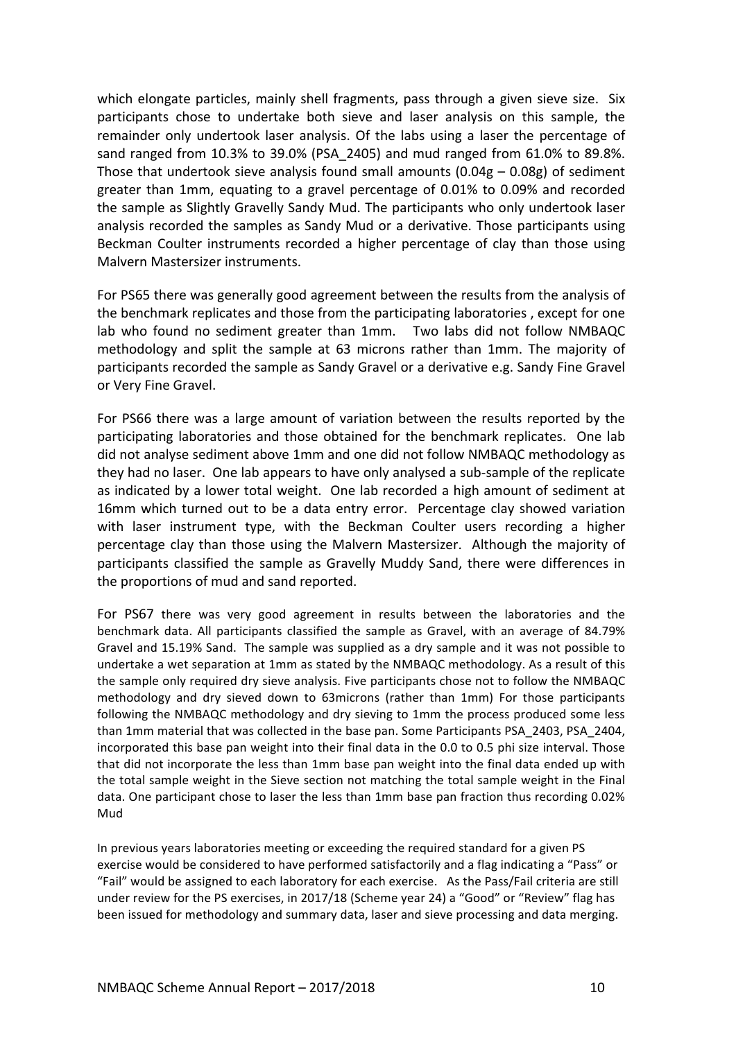which elongate particles, mainly shell fragments, pass through a given sieve size. Six participants chose to undertake both sieve and laser analysis on this sample, the remainder only undertook laser analysis. Of the labs using a laser the percentage of sand ranged from 10.3% to 39.0% (PSA_2405) and mud ranged from 61.0% to 89.8%. Those that undertook sieve analysis found small amounts (0.04g – 0.08g) of sediment greater than 1mm, equating to a gravel percentage of 0.01% to 0.09% and recorded the sample as Slightly Gravelly Sandy Mud. The participants who only undertook laser analysis recorded the samples as Sandy Mud or a derivative. Those participants using Beckman Coulter instruments recorded a higher percentage of clay than those using Malvern Mastersizer instruments.

For PS65 there was generally good agreement between the results from the analysis of the benchmark replicates and those from the participating laboratories , except for one lab who found no sediment greater than 1mm. Two labs did not follow NMBAQC methodology and split the sample at 63 microns rather than 1mm. The majority of participants recorded the sample as Sandy Gravel or a derivative e.g. Sandy Fine Gravel or Very Fine Gravel.

For PS66 there was a large amount of variation between the results reported by the participating laboratories and those obtained for the benchmark replicates. One lab did not analyse sediment above 1mm and one did not follow NMBAQC methodology as they had no laser. One lab appears to have only analysed a sub-sample of the replicate as indicated by a lower total weight. One lab recorded a high amount of sediment at 16mm which turned out to be a data entry error. Percentage clay showed variation with laser instrument type, with the Beckman Coulter users recording a higher percentage clay than those using the Malvern Mastersizer. Although the majority of participants classified the sample as Gravelly Muddy Sand, there were differences in the proportions of mud and sand reported.

For PS67 there was very good agreement in results between the laboratories and the benchmark data. All participants classified the sample as Gravel, with an average of 84.79% Gravel and 15.19% Sand. The sample was supplied as a dry sample and it was not possible to undertake a wet separation at 1mm as stated by the NMBAQC methodology. As a result of this the sample only required dry sieve analysis. Five participants chose not to follow the NMBAQC methodology and dry sieved down to 63microns (rather than 1mm) For those participants following the NMBAQC methodology and dry sieving to 1mm the process produced some less than 1mm material that was collected in the base pan. Some Participants PSA_2403, PSA_2404, incorporated this base pan weight into their final data in the 0.0 to 0.5 phi size interval. Those that did not incorporate the less than 1mm base pan weight into the final data ended up with the total sample weight in the Sieve section not matching the total sample weight in the Final data. One participant chose to laser the less than 1mm base pan fraction thus recording 0.02% Mud

In previous years laboratories meeting or exceeding the required standard for a given PS exercise would be considered to have performed satisfactorily and a flag indicating a "Pass" or "Fail" would be assigned to each laboratory for each exercise. As the Pass/Fail criteria are still under review for the PS exercises, in 2017/18 (Scheme year 24) a "Good" or "Review" flag has been issued for methodology and summary data, laser and sieve processing and data merging.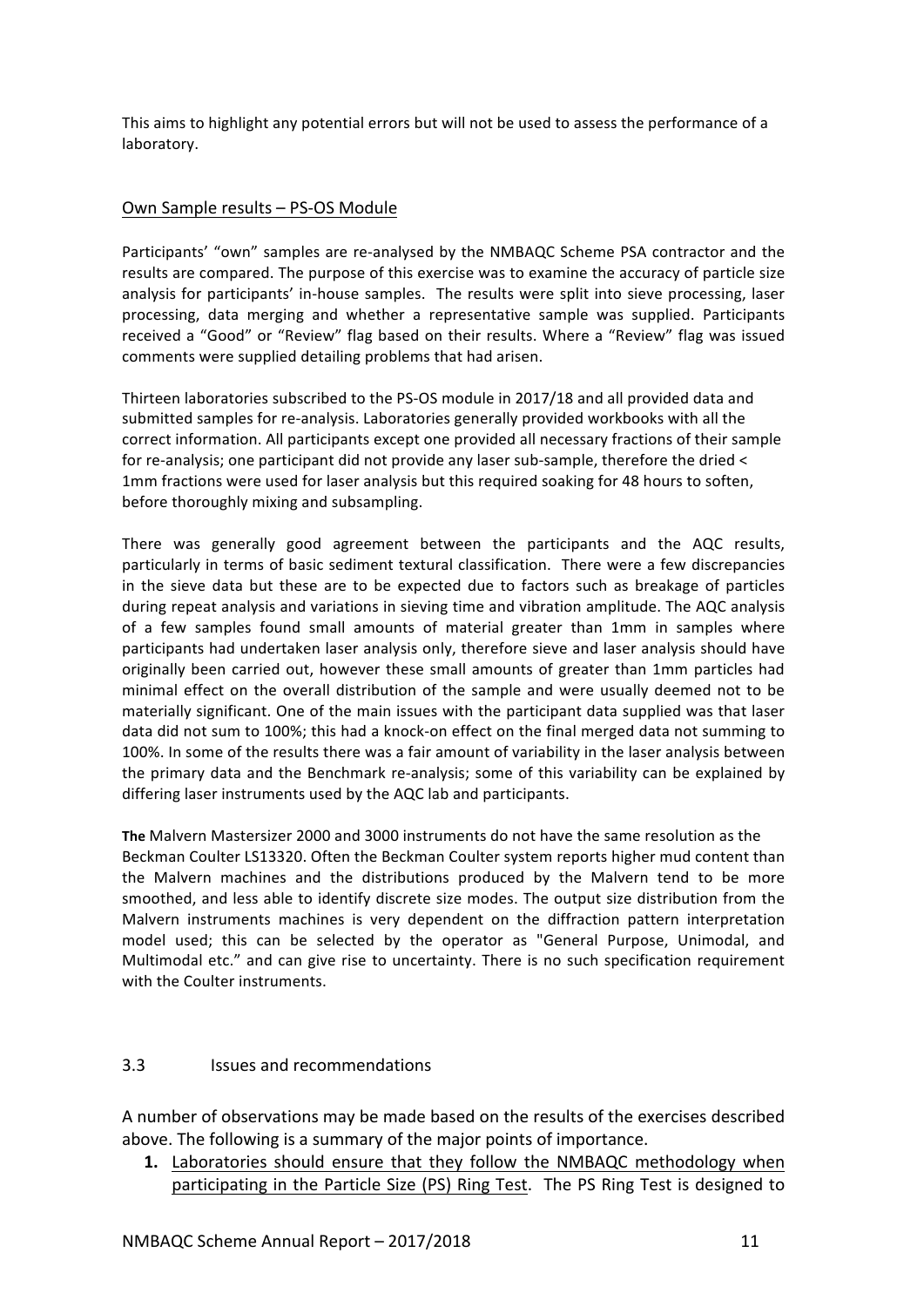This aims to highlight any potential errors but will not be used to assess the performance of a laboratory.

Own Sample results – PS-OS Module

Participants' "own" samples are re-analysed by the NMBAQC Scheme PSA contractor and the results are compared. The purpose of this exercise was to examine the accuracy of particle size analysis for participants' in-house samples. The results were split into sieve processing, laser processing, data merging and whether a representative sample was supplied. Participants received a "Good" or "Review" flag based on their results. Where a "Review" flag was issued comments were supplied detailing problems that had arisen.

Thirteen laboratories subscribed to the PS-OS module in 2017/18 and all provided data and submitted samples for re-analysis. Laboratories generally provided workbooks with all the correct information. All participants except one provided all necessary fractions of their sample for re-analysis; one participant did not provide any laser sub-sample, therefore the dried < 1mm fractions were used for laser analysis but this required soaking for 48 hours to soften, before thoroughly mixing and subsampling.

There was generally good agreement between the participants and the AQC results, particularly in terms of basic sediment textural classification. There were a few discrepancies in the sieve data but these are to be expected due to factors such as breakage of particles during repeat analysis and variations in sieving time and vibration amplitude. The AQC analysis of a few samples found small amounts of material greater than 1mm in samples where participants had undertaken laser analysis only, therefore sieve and laser analysis should have originally been carried out, however these small amounts of greater than 1mm particles had minimal effect on the overall distribution of the sample and were usually deemed not to be materially significant. One of the main issues with the participant data supplied was that laser data did not sum to 100%; this had a knock-on effect on the final merged data not summing to 100%. In some of the results there was a fair amount of variability in the laser analysis between the primary data and the Benchmark re-analysis; some of this variability can be explained by differing laser instruments used by the AQC lab and participants.

**The** Malvern Mastersizer 2000 and 3000 instruments do not have the same resolution as the Beckman Coulter LS13320. Often the Beckman Coulter system reports higher mud content than the Malvern machines and the distributions produced by the Malvern tend to be more smoothed, and less able to identify discrete size modes. The output size distribution from the Malvern instruments machines is very dependent on the diffraction pattern interpretation model used; this can be selected by the operator as "General Purpose, Unimodal, and Multimodal etc." and can give rise to uncertainty. There is no such specification requirement with the Coulter instruments.

## 3.3 Issues and recommendations

A number of observations may be made based on the results of the exercises described above. The following is a summary of the major points of importance.

1. Laboratories should ensure that they follow the NMBAQC methodology when participating in the Particle Size (PS) Ring Test. The PS Ring Test is designed to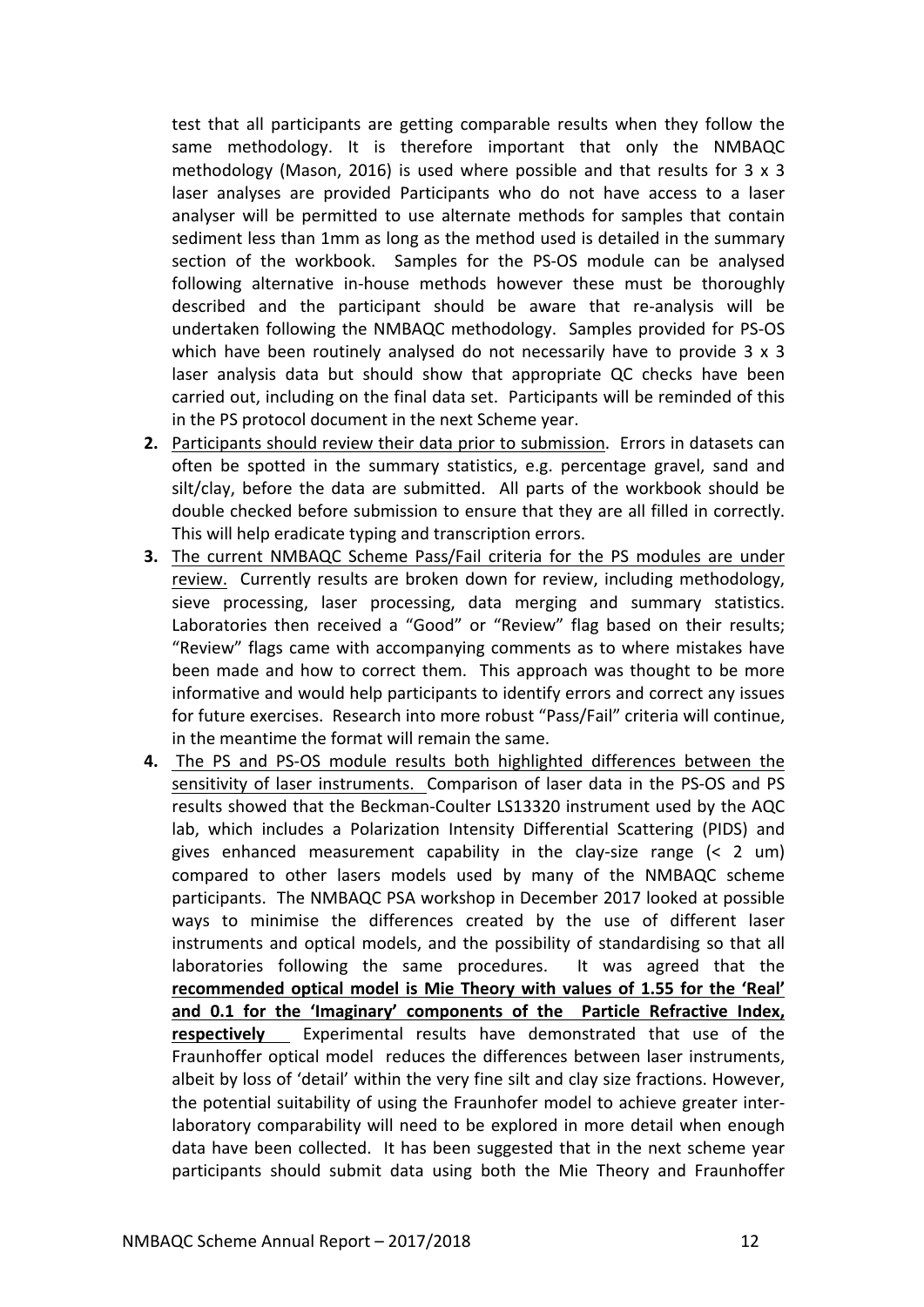test that all participants are getting comparable results when they follow the same methodology. It is therefore important that only the NMBAQC methodology (Mason, 2016) is used where possible and that results for 3 x 3 laser analyses are provided Participants who do not have access to a laser analyser will be permitted to use alternate methods for samples that contain sediment less than 1mm as long as the method used is detailed in the summary section of the workbook. Samples for the PS-OS module can be analysed following alternative in-house methods however these must be thoroughly described and the participant should be aware that re-analysis will be undertaken following the NMBAQC methodology. Samples provided for PS-OS which have been routinely analysed do not necessarily have to provide 3 x 3 laser analysis data but should show that appropriate QC checks have been carried out, including on the final data set. Participants will be reminded of this in the PS protocol document in the next Scheme year.

2. Participants should review their data prior to submission. Errors in datasets can often be spotted in the summary statistics, e.g. percentage gravel, sand and silt/clay, before the data are submitted. All parts of the workbook should be double checked before submission to ensure that they are all filled in correctly. This will help eradicate typing and transcription errors.
3. The current NMBAQC Scheme Pass/Fail criteria for the PS modules are under review. Currently results are broken down for review, including methodology, sieve processing, laser processing, data merging and summary statistics. Laboratories then received a "Good" or "Review" flag based on their results; "Review" flags came with accompanying comments as to where mistakes have been made and how to correct them. This approach was thought to be more informative and would help participants to identify errors and correct any issues for future exercises. Research into more robust "Pass/Fail" criteria will continue, in the meantime the format will remain the same.
4. The PS and PS-OS module results both highlighted differences between the sensitivity of laser instruments. Comparison of laser data in the PS-OS and PS results showed that the Beckman-Coulter LS13320 instrument used by the AQC lab, which includes a Polarization Intensity Differential Scattering (PIDS) and gives enhanced measurement capability in the clay-size range (< 2 um) compared to other lasers models used by many of the NMBAQC scheme participants. The NMBAQC PSA workshop in December 2017 looked at possible ways to minimise the differences created by the use of different laser instruments and optical models, and the possibility of standardising so that all laboratories following the same procedures. It was agreed that the **recommended optical model is Mie Theory with values of 1.55 for the 'Real' and 0.1 for the 'Imaginary' components of the Particle Refractive Index, respectively** Experimental results have demonstrated that use of the Fraunhoffer optical model reduces the differences between laser instruments, albeit by loss of 'detail' within the very fine silt and clay size fractions. However, the potential suitability of using the Fraunhofer model to achieve greater inter-laboratory comparability will need to be explored in more detail when enough data have been collected. It has been suggested that in the next scheme year participants should submit data using both the Mie Theory and Fraunhoffer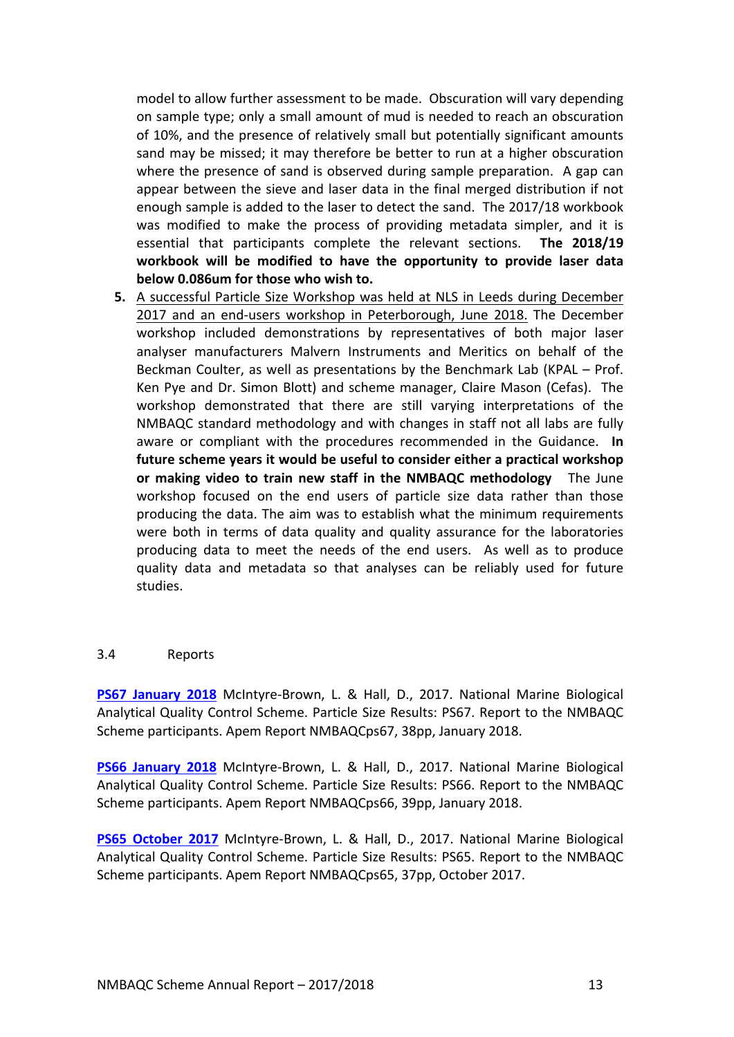model to allow further assessment to be made. Obscuration will vary depending on sample type; only a small amount of mud is needed to reach an obscuration of 10%, and the presence of relatively small but potentially significant amounts sand may be missed; it may therefore be better to run at a higher obscuration where the presence of sand is observed during sample preparation. A gap can appear between the sieve and laser data in the final merged distribution if not enough sample is added to the laser to detect the sand. The 2017/18 workbook was modified to make the process of providing metadata simpler, and it is essential that participants complete the relevant sections. **The 2018/19 workbook will be modified to have the opportunity to provide laser data below 0.086um for those who wish to.**

5. A successful Particle Size Workshop was held at NLS in Leeds during December 2017 and an end-users workshop in Peterborough, June 2018. The December workshop included demonstrations by representatives of both major laser analyser manufacturers Malvern Instruments and Meritics on behalf of the Beckman Coulter, as well as presentations by the Benchmark Lab (KPAL – Prof. Ken Pye and Dr. Simon Blott) and scheme manager, Claire Mason (Cefas). The workshop demonstrated that there are still varying interpretations of the NMBAQC standard methodology and with changes in staff not all labs are fully aware or compliant with the procedures recommended in the Guidance. **In future scheme years it would be useful to consider either a practical workshop or making video to train new staff in the NMBAQC methodology** The June workshop focused on the end users of particle size data rather than those producing the data. The aim was to establish what the minimum requirements were both in terms of data quality and quality assurance for the laboratories producing data to meet the needs of the end users. As well as to produce quality data and metadata so that analyses can be reliably used for future studies.

3.4 Reports

**PS67 January 2018** McIntyre-Brown, L. & Hall, D., 2017. National Marine Biological Analytical Quality Control Scheme. Particle Size Results: PS67. Report to the NMBAQC Scheme participants. Apem Report NMBAQCps67, 38pp, January 2018.

**PS66 January 2018** McIntyre-Brown, L. & Hall, D., 2017. National Marine Biological Analytical Quality Control Scheme. Particle Size Results: PS66. Report to the NMBAQC Scheme participants. Apem Report NMBAQCps66, 39pp, January 2018.

**PS65 October 2017** McIntyre-Brown, L. & Hall, D., 2017. National Marine Biological Analytical Quality Control Scheme. Particle Size Results: PS65. Report to the NMBAQC Scheme participants. Apem Report NMBAQCps65, 37pp, October 2017.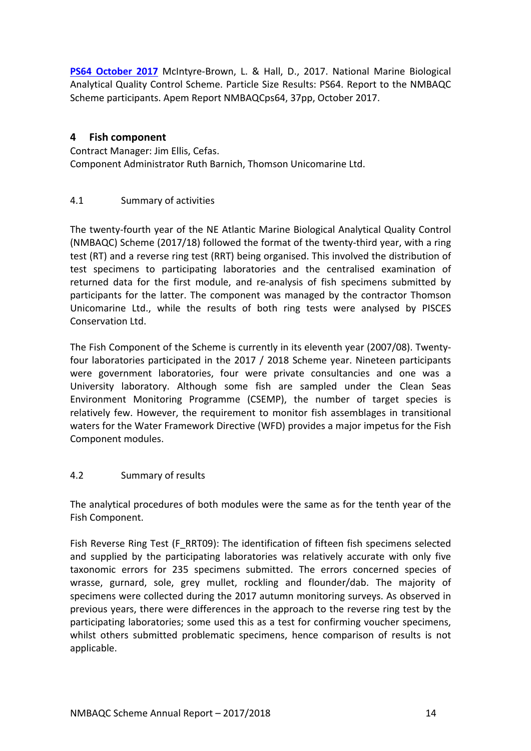**PS64 October 2017** McIntyre-Brown, L. & Hall, D., 2017. National Marine Biological Analytical Quality Control Scheme. Particle Size Results: PS64. Report to the NMBAQC Scheme participants. Apem Report NMBAQCps64, 37pp, October 2017.

## 4 Fish component

Contract Manager: Jim Ellis, Cefas.
Component Administrator Ruth Barnich, Thomson Unicomarine Ltd.

### 4.1 Summary of activities

The twenty-fourth year of the NE Atlantic Marine Biological Analytical Quality Control (NMBAQC) Scheme (2017/18) followed the format of the twenty-third year, with a ring test (RT) and a reverse ring test (RRT) being organised. This involved the distribution of test specimens to participating laboratories and the centralised examination of returned data for the first module, and re-analysis of fish specimens submitted by participants for the latter. The component was managed by the contractor Thomson Unicomarine Ltd., while the results of both ring tests were analysed by PISCES Conservation Ltd.

The Fish Component of the Scheme is currently in its eleventh year (2007/08). Twenty-four laboratories participated in the 2017 / 2018 Scheme year. Nineteen participants were government laboratories, four were private consultancies and one was a University laboratory. Although some fish are sampled under the Clean Seas Environment Monitoring Programme (CSEMP), the number of target species is relatively few. However, the requirement to monitor fish assemblages in transitional waters for the Water Framework Directive (WFD) provides a major impetus for the Fish Component modules.

### 4.2 Summary of results

The analytical procedures of both modules were the same as for the tenth year of the Fish Component.

Fish Reverse Ring Test (F_RRT09): The identification of fifteen fish specimens selected and supplied by the participating laboratories was relatively accurate with only five taxonomic errors for 235 specimens submitted. The errors concerned species of wrasse, gurnard, sole, grey mullet, rockling and flounder/dab. The majority of specimens were collected during the 2017 autumn monitoring surveys. As observed in previous years, there were differences in the approach to the reverse ring test by the participating laboratories; some used this as a test for confirming voucher specimens, whilst others submitted problematic specimens, hence comparison of results is not applicable.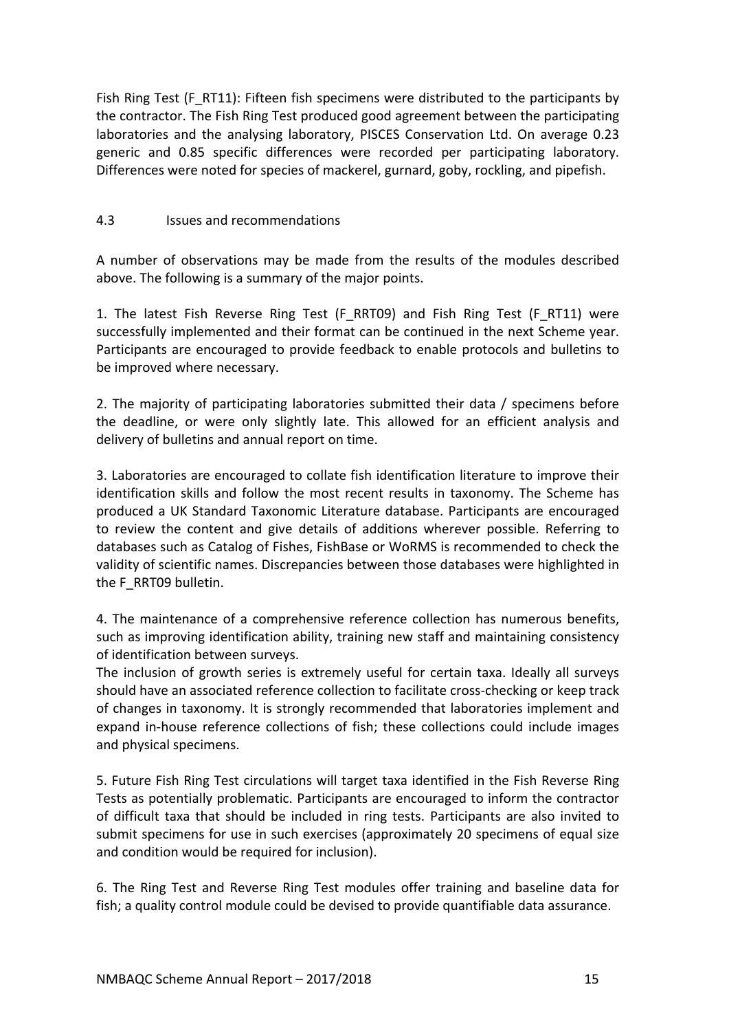Fish Ring Test (F_RT11): Fifteen fish specimens were distributed to the participants by the contractor. The Fish Ring Test produced good agreement between the participating laboratories and the analysing laboratory, PISCES Conservation Ltd. On average 0.23 generic and 0.85 specific differences were recorded per participating laboratory. Differences were noted for species of mackerel, gurnard, goby, rockling, and pipefish.

### 4.3 Issues and recommendations

A number of observations may be made from the results of the modules described above. The following is a summary of the major points.

1. The latest Fish Reverse Ring Test (F_RRT09) and Fish Ring Test (F_RT11) were successfully implemented and their format can be continued in the next Scheme year. Participants are encouraged to provide feedback to enable protocols and bulletins to be improved where necessary.

2. The majority of participating laboratories submitted their data / specimens before the deadline, or were only slightly late. This allowed for an efficient analysis and delivery of bulletins and annual report on time.

3. Laboratories are encouraged to collate fish identification literature to improve their identification skills and follow the most recent results in taxonomy. The Scheme has produced a UK Standard Taxonomic Literature database. Participants are encouraged to review the content and give details of additions wherever possible. Referring to databases such as Catalog of Fishes, FishBase or WoRMS is recommended to check the validity of scientific names. Discrepancies between those databases were highlighted in the F_RRT09 bulletin.

4. The maintenance of a comprehensive reference collection has numerous benefits, such as improving identification ability, training new staff and maintaining consistency of identification between surveys.
The inclusion of growth series is extremely useful for certain taxa. Ideally all surveys should have an associated reference collection to facilitate cross-checking or keep track of changes in taxonomy. It is strongly recommended that laboratories implement and expand in-house reference collections of fish; these collections could include images and physical specimens.

5. Future Fish Ring Test circulations will target taxa identified in the Fish Reverse Ring Tests as potentially problematic. Participants are encouraged to inform the contractor of difficult taxa that should be included in ring tests. Participants are also invited to submit specimens for use in such exercises (approximately 20 specimens of equal size and condition would be required for inclusion).

6. The Ring Test and Reverse Ring Test modules offer training and baseline data for fish; a quality control module could be devised to provide quantifiable data assurance.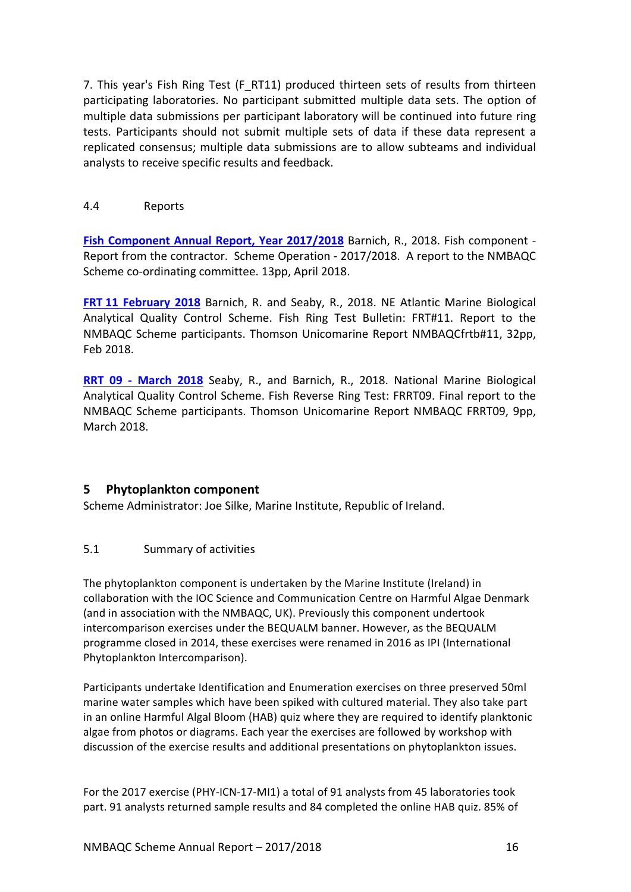7. This year's Fish Ring Test (F_RT11) produced thirteen sets of results from thirteen participating laboratories. No participant submitted multiple data sets. The option of multiple data submissions per participant laboratory will be continued into future ring tests. Participants should not submit multiple sets of data if these data represent a replicated consensus; multiple data submissions are to allow subteams and individual analysts to receive specific results and feedback.

### 4.4 Reports

**Fish Component Annual Report, Year 2017/2018** Barnich, R., 2018. Fish component - Report from the contractor. Scheme Operation - 2017/2018. A report to the NMBAQC Scheme co-ordinating committee. 13pp, April 2018.

**FRT 11 February 2018** Barnich, R. and Seaby, R., 2018. NE Atlantic Marine Biological Analytical Quality Control Scheme. Fish Ring Test Bulletin: FRT#11. Report to the NMBAQC Scheme participants. Thomson Unicomarine Report NMBAQCfrtb#11, 32pp, Feb 2018.

**RRT 09 - March 2018** Seaby, R., and Barnich, R., 2018. National Marine Biological Analytical Quality Control Scheme. Fish Reverse Ring Test: FRRT09. Final report to the NMBAQC Scheme participants. Thomson Unicomarine Report NMBAQC FRRT09, 9pp, March 2018.

## 5 Phytoplankton component

Scheme Administrator: Joe Silke, Marine Institute, Republic of Ireland.

### 5.1 Summary of activities

The phytoplankton component is undertaken by the Marine Institute (Ireland) in collaboration with the IOC Science and Communication Centre on Harmful Algae Denmark (and in association with the NMBAQC, UK). Previously this component undertook intercomparison exercises under the BEQUALM banner. However, as the BEQUALM programme closed in 2014, these exercises were renamed in 2016 as IPI (International Phytoplankton Intercomparison).

Participants undertake Identification and Enumeration exercises on three preserved 50ml marine water samples which have been spiked with cultured material. They also take part in an online Harmful Algal Bloom (HAB) quiz where they are required to identify planktonic algae from photos or diagrams. Each year the exercises are followed by workshop with discussion of the exercise results and additional presentations on phytoplankton issues.

For the 2017 exercise (PHY-ICN-17-MI1) a total of 91 analysts from 45 laboratories took part. 91 analysts returned sample results and 84 completed the online HAB quiz. 85% of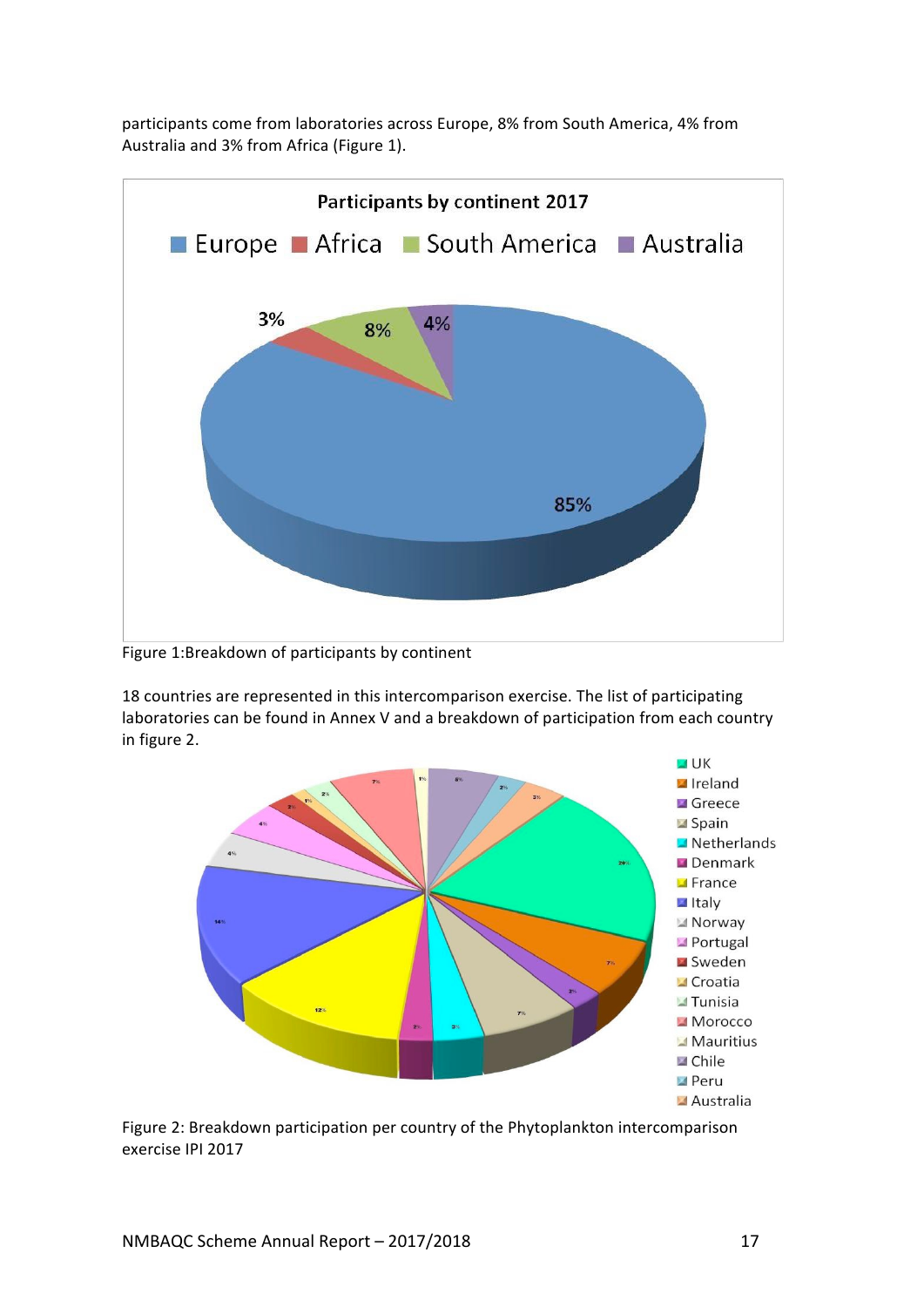participants come from laboratories across Europe, 8% from South America, 4% from Australia and 3% from Africa (Figure 1).

Figure 1:Breakdown of participants by continent

18 countries are represented in this intercomparison exercise. The list of participating laboratories can be found in Annex V and a breakdown of participation from each country in figure 2.

Figure 2: Breakdown participation per country of the Phytoplankton intercomparison exercise IPI 2017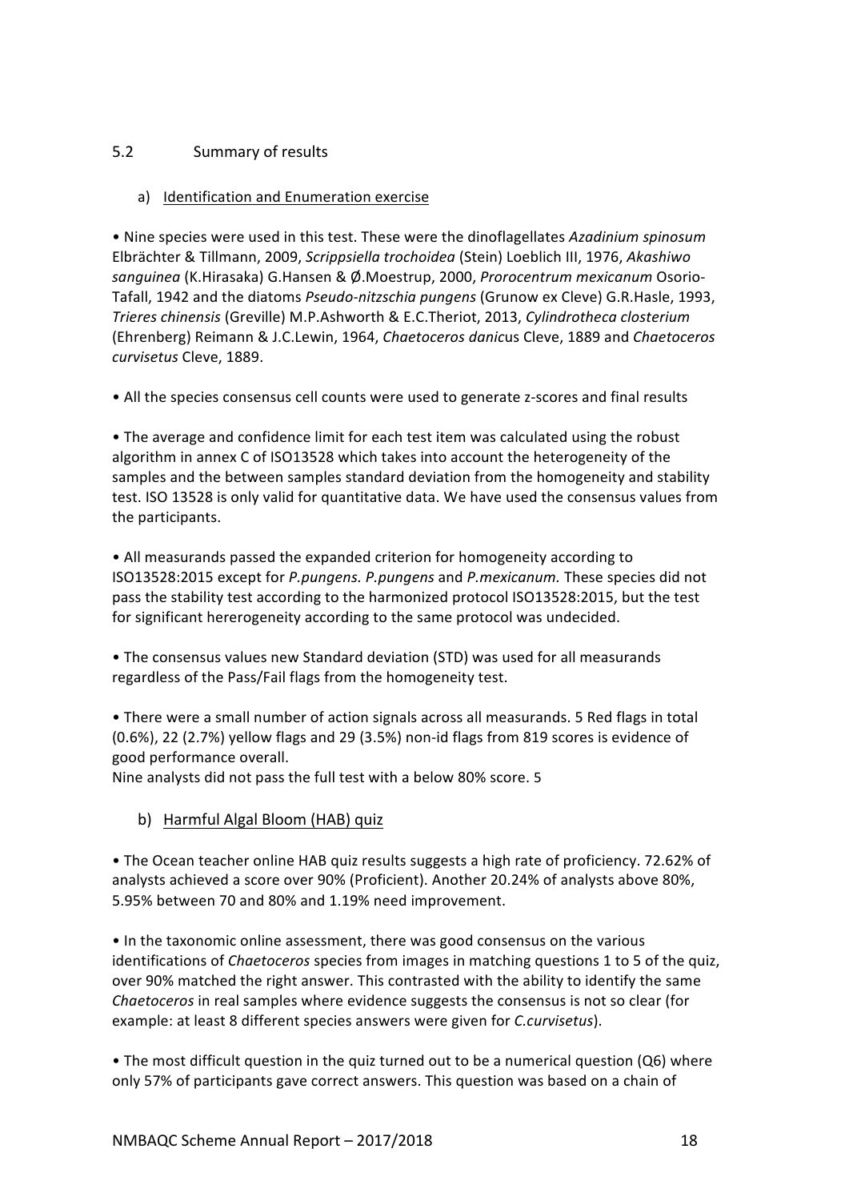## 5.2 Summary of results

### a) Identification and Enumeration exercise

• Nine species were used in this test. These were the dinoflagellates *Azadinium spinosum* Elbrächter & Tillmann, 2009, *Scrippsiella trochoidea* (Stein) Loeblich III, 1976, *Akashiwo sanguinea* (K.Hirasaka) G.Hansen & Ø.Moestrup, 2000, *Prorocentrum mexicanum* Osorio-Tafall, 1942 and the diatoms *Pseudo-nitzschia pungens* (Grunow ex Cleve) G.R.Hasle, 1993, *Trieres chinensis* (Greville) M.P.Ashworth & E.C.Theriot, 2013, *Cylindrotheca closterium* (Ehrenberg) Reimann & J.C.Lewin, 1964, *Chaetoceros danic*us Cleve, 1889 and *Chaetoceros curvisetus* Cleve, 1889.

• All the species consensus cell counts were used to generate z-scores and final results

• The average and confidence limit for each test item was calculated using the robust algorithm in annex C of ISO13528 which takes into account the heterogeneity of the samples and the between samples standard deviation from the homogeneity and stability test. ISO 13528 is only valid for quantitative data. We have used the consensus values from the participants.

• All measurands passed the expanded criterion for homogeneity according to ISO13528:2015 except for *P.pungens. P.pungens* and *P.mexicanum.* These species did not pass the stability test according to the harmonized protocol ISO13528:2015, but the test for significant hererogeneity according to the same protocol was undecided.

• The consensus values new Standard deviation (STD) was used for all measurands regardless of the Pass/Fail flags from the homogeneity test.

• There were a small number of action signals across all measurands. 5 Red flags in total (0.6%), 22 (2.7%) yellow flags and 29 (3.5%) non-id flags from 819 scores is evidence of good performance overall.
Nine analysts did not pass the full test with a below 80% score. 5

### b) Harmful Algal Bloom (HAB) quiz

• The Ocean teacher online HAB quiz results suggests a high rate of proficiency. 72.62% of analysts achieved a score over 90% (Proficient). Another 20.24% of analysts above 80%, 5.95% between 70 and 80% and 1.19% need improvement.

• In the taxonomic online assessment, there was good consensus on the various identifications of *Chaetoceros* species from images in matching questions 1 to 5 of the quiz, over 90% matched the right answer. This contrasted with the ability to identify the same *Chaetoceros* in real samples where evidence suggests the consensus is not so clear (for example: at least 8 different species answers were given for *C.curvisetus*).

• The most difficult question in the quiz turned out to be a numerical question (Q6) where only 57% of participants gave correct answers. This question was based on a chain of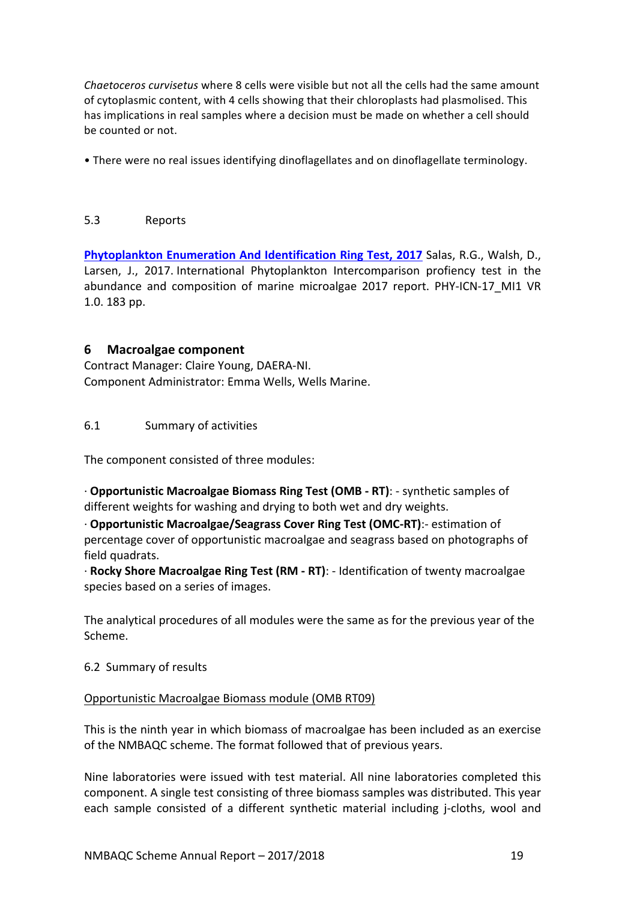*Chaetoceros curvisetus* where 8 cells were visible but not all the cells had the same amount of cytoplasmic content, with 4 cells showing that their chloroplasts had plasmolised. This has implications in real samples where a decision must be made on whether a cell should be counted or not.

• There were no real issues identifying dinoflagellates and on dinoflagellate terminology.

### 5.3 Reports

**Phytoplankton Enumeration And Identification Ring Test, 2017** Salas, R.G., Walsh, D., Larsen, J., 2017. International Phytoplankton Intercomparison proficency test in the abundance and composition of marine microalgae 2017 report. PHY-ICN-17_MI1 VR 1.0. 183 pp.

## 6 Macroalgae component

Contract Manager: Claire Young, DAERA-NI.
Component Administrator: Emma Wells, Wells Marine.

### 6.1 Summary of activities

The component consisted of three modules:

· **Opportunistic Macroalgae Biomass Ring Test (OMB - RT)**: - synthetic samples of different weights for washing and drying to both wet and dry weights.
· **Opportunistic Macroalgae/Seagrass Cover Ring Test (OMC-RT)**:- estimation of percentage cover of opportunistic macroalgae and seagrass based on photographs of field quadrats.
· **Rocky Shore Macroalgae Ring Test (RM - RT)**: - Identification of twenty macroalgae species based on a series of images.

The analytical procedures of all modules were the same as for the previous year of the Scheme.

### 6.2 Summary of results

Opportunistic Macroalgae Biomass module (OMB RT09)

This is the ninth year in which biomass of macroalgae has been included as an exercise of the NMBAQC scheme. The format followed that of previous years.

Nine laboratories were issued with test material. All nine laboratories completed this component. A single test consisting of three biomass samples was distributed. This year each sample consisted of a different synthetic material including j-cloths, wool and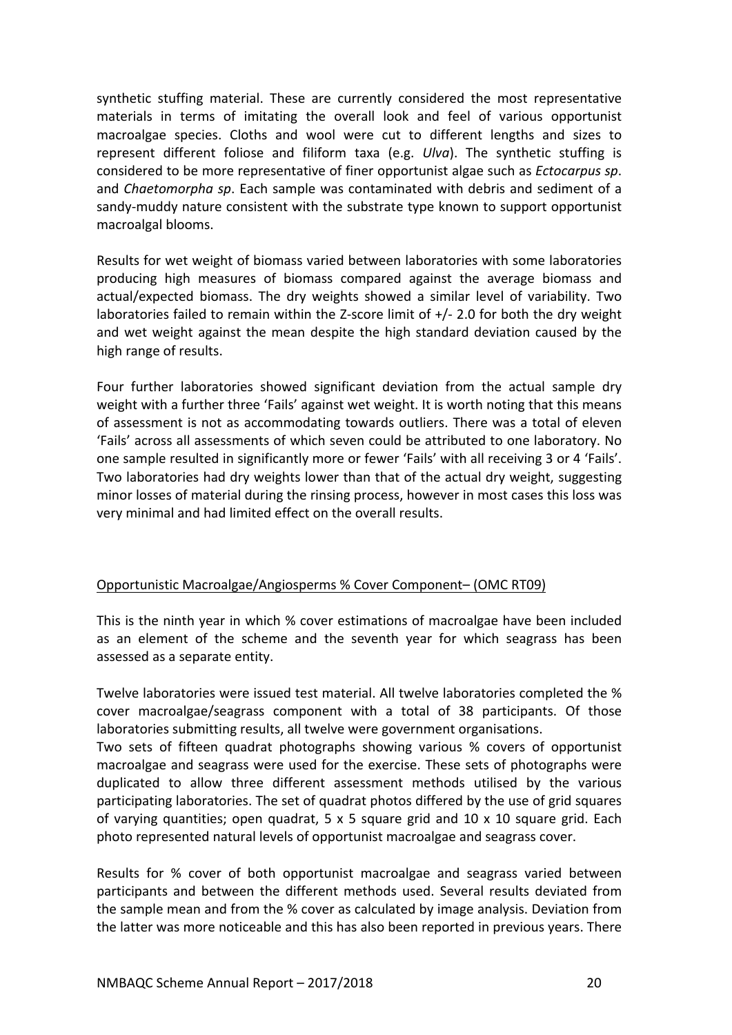synthetic stuffing material. These are currently considered the most representative materials in terms of imitating the overall look and feel of various opportunist macroalgae species. Cloths and wool were cut to different lengths and sizes to represent different foliose and filiform taxa (e.g. *Ulva*). The synthetic stuffing is considered to be more representative of finer opportunist algae such as *Ectocarpus sp*. and *Chaetomorpha sp*. Each sample was contaminated with debris and sediment of a sandy-muddy nature consistent with the substrate type known to support opportunist macroalgal blooms.

Results for wet weight of biomass varied between laboratories with some laboratories producing high measures of biomass compared against the average biomass and actual/expected biomass. The dry weights showed a similar level of variability. Two laboratories failed to remain within the Z-score limit of +/- 2.0 for both the dry weight and wet weight against the mean despite the high standard deviation caused by the high range of results.

Four further laboratories showed significant deviation from the actual sample dry weight with a further three 'Fails' against wet weight. It is worth noting that this means of assessment is not as accommodating towards outliers. There was a total of eleven 'Fails' across all assessments of which seven could be attributed to one laboratory. No one sample resulted in significantly more or fewer 'Fails' with all receiving 3 or 4 'Fails'. Two laboratories had dry weights lower than that of the actual dry weight, suggesting minor losses of material during the rinsing process, however in most cases this loss was very minimal and had limited effect on the overall results.

## Opportunistic Macroalgae/Angiosperms % Cover Component– (OMC RT09)

This is the ninth year in which % cover estimations of macroalgae have been included as an element of the scheme and the seventh year for which seagrass has been assessed as a separate entity.

Twelve laboratories were issued test material. All twelve laboratories completed the % cover macroalgae/seagrass component with a total of 38 participants. Of those laboratories submitting results, all twelve were government organisations.

Two sets of fifteen quadrat photographs showing various % covers of opportunist macroalgae and seagrass were used for the exercise. These sets of photographs were duplicated to allow three different assessment methods utilised by the various participating laboratories. The set of quadrat photos differed by the use of grid squares of varying quantities; open quadrat, 5 x 5 square grid and 10 x 10 square grid. Each photo represented natural levels of opportunist macroalgae and seagrass cover.

Results for % cover of both opportunist macroalgae and seagrass varied between participants and between the different methods used. Several results deviated from the sample mean and from the % cover as calculated by image analysis. Deviation from the latter was more noticeable and this has also been reported in previous years. There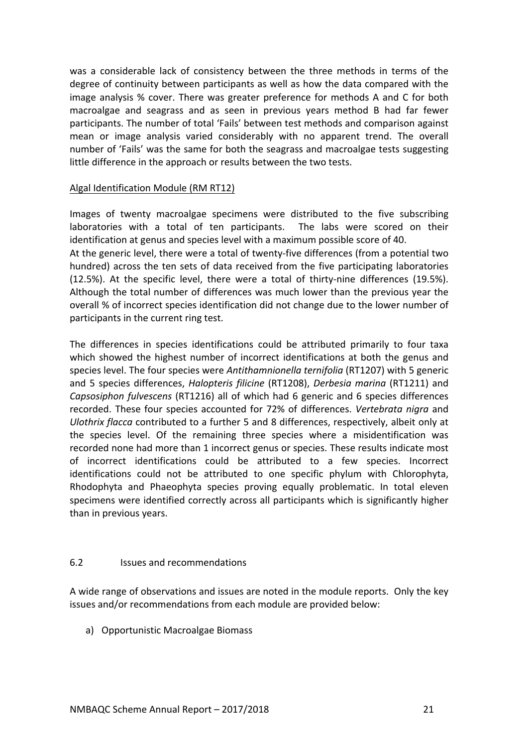was a considerable lack of consistency between the three methods in terms of the degree of continuity between participants as well as how the data compared with the image analysis % cover. There was greater preference for methods A and C for both macroalgae and seagrass and as seen in previous years method B had far fewer participants. The number of total 'Fails' between test methods and comparison against mean or image analysis varied considerably with no apparent trend. The overall number of 'Fails' was the same for both the seagrass and macroalgae tests suggesting little difference in the approach or results between the two tests.

Algal Identification Module (RM RT12)

Images of twenty macroalgae specimens were distributed to the five subscribing laboratories with a total of ten participants. The labs were scored on their identification at genus and species level with a maximum possible score of 40.

At the generic level, there were a total of twenty-five differences (from a potential two hundred) across the ten sets of data received from the five participating laboratories (12.5%). At the specific level, there were a total of thirty-nine differences (19.5%). Although the total number of differences was much lower than the previous year the overall % of incorrect species identification did not change due to the lower number of participants in the current ring test.

The differences in species identifications could be attributed primarily to four taxa which showed the highest number of incorrect identifications at both the genus and species level. The four species were *Antithamnionella ternifolia* (RT1207) with 5 generic and 5 species differences, *Halopteris filicine* (RT1208), *Derbesia marina* (RT1211) and *Capsosiphon fulvescens* (RT1216) all of which had 6 generic and 6 species differences recorded. These four species accounted for 72% of differences. *Vertebrata nigra* and *Ulothrix flacca* contributed to a further 5 and 8 differences, respectively, albeit only at the species level. Of the remaining three species where a misidentification was recorded none had more than 1 incorrect genus or species. These results indicate most of incorrect identifications could be attributed to a few species. Incorrect identifications could not be attributed to one specific phylum with Chlorophyta, Rhodophyta and Phaeophyta species proving equally problematic. In total eleven specimens were identified correctly across all participants which is significantly higher than in previous years.

## 6.2 Issues and recommendations

A wide range of observations and issues are noted in the module reports. Only the key issues and/or recommendations from each module are provided below:

a) Opportunistic Macroalgae Biomass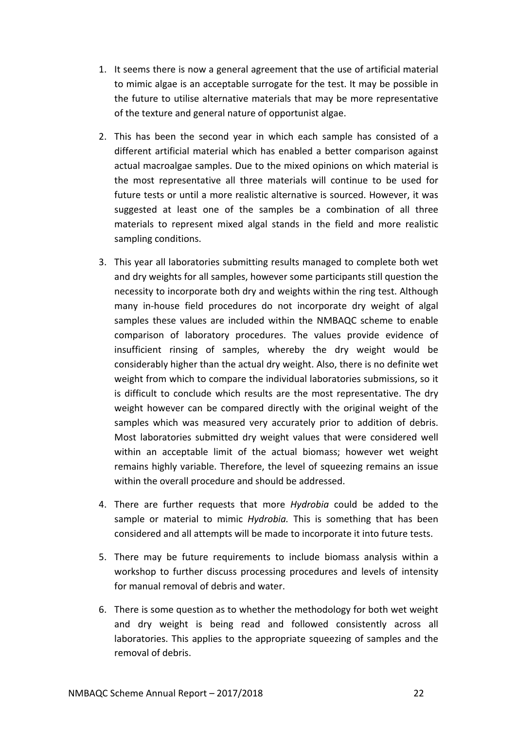1. It seems there is now a general agreement that the use of artificial material to mimic algae is an acceptable surrogate for the test. It may be possible in the future to utilise alternative materials that may be more representative of the texture and general nature of opportunist algae.

2. This has been the second year in which each sample has consisted of a different artificial material which has enabled a better comparison against actual macroalgae samples. Due to the mixed opinions on which material is the most representative all three materials will continue to be used for future tests or until a more realistic alternative is sourced. However, it was suggested at least one of the samples be a combination of all three materials to represent mixed algal stands in the field and more realistic sampling conditions.

3. This year all laboratories submitting results managed to complete both wet and dry weights for all samples, however some participants still question the necessity to incorporate both dry and weights within the ring test. Although many in-house field procedures do not incorporate dry weight of algal samples these values are included within the NMBAQC scheme to enable comparison of laboratory procedures. The values provide evidence of insufficient rinsing of samples, whereby the dry weight would be considerably higher than the actual dry weight. Also, there is no definite wet weight from which to compare the individual laboratories submissions, so it is difficult to conclude which results are the most representative. The dry weight however can be compared directly with the original weight of the samples which was measured very accurately prior to addition of debris. Most laboratories submitted dry weight values that were considered well within an acceptable limit of the actual biomass; however wet weight remains highly variable. Therefore, the level of squeezing remains an issue within the overall procedure and should be addressed.

4. There are further requests that more *Hydrobia* could be added to the sample or material to mimic *Hydrobia.* This is something that has been considered and all attempts will be made to incorporate it into future tests.

5. There may be future requirements to include biomass analysis within a workshop to further discuss processing procedures and levels of intensity for manual removal of debris and water.

6. There is some question as to whether the methodology for both wet weight and dry weight is being read and followed consistently across all laboratories. This applies to the appropriate squeezing of samples and the removal of debris.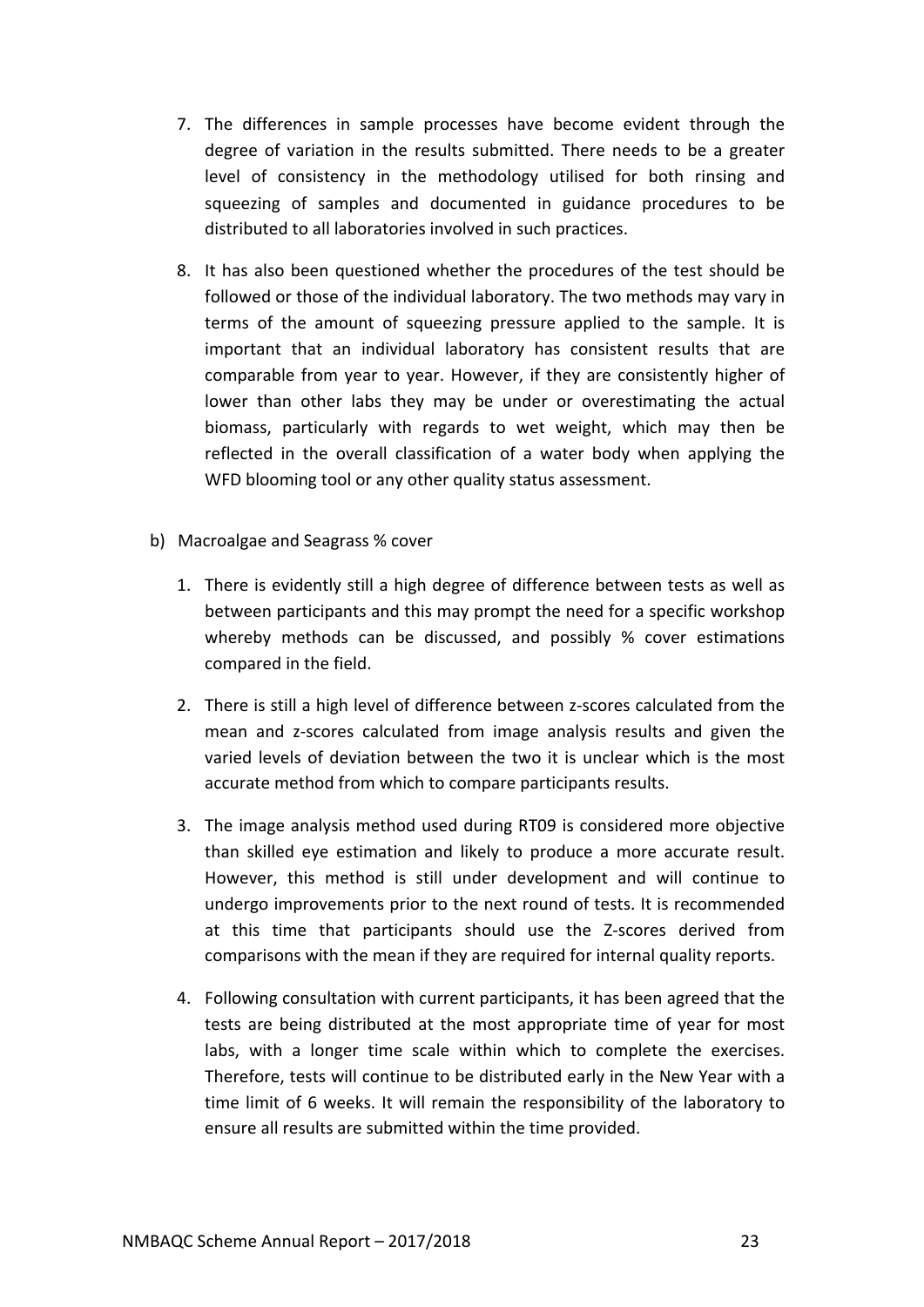7. The differences in sample processes have become evident through the degree of variation in the results submitted. There needs to be a greater level of consistency in the methodology utilised for both rinsing and squeezing of samples and documented in guidance procedures to be distributed to all laboratories involved in such practices.

8. It has also been questioned whether the procedures of the test should be followed or those of the individual laboratory. The two methods may vary in terms of the amount of squeezing pressure applied to the sample. It is important that an individual laboratory has consistent results that are comparable from year to year. However, if they are consistently higher of lower than other labs they may be under or overestimating the actual biomass, particularly with regards to wet weight, which may then be reflected in the overall classification of a water body when applying the WFD blooming tool or any other quality status assessment.

b) Macroalgae and Seagrass % cover

1. There is evidently still a high degree of difference between tests as well as between participants and this may prompt the need for a specific workshop whereby methods can be discussed, and possibly % cover estimations compared in the field.

2. There is still a high level of difference between z-scores calculated from the mean and z-scores calculated from image analysis results and given the varied levels of deviation between the two it is unclear which is the most accurate method from which to compare participants results.

3. The image analysis method used during RT09 is considered more objective than skilled eye estimation and likely to produce a more accurate result. However, this method is still under development and will continue to undergo improvements prior to the next round of tests. It is recommended at this time that participants should use the Z-scores derived from comparisons with the mean if they are required for internal quality reports.

4. Following consultation with current participants, it has been agreed that the tests are being distributed at the most appropriate time of year for most labs, with a longer time scale within which to complete the exercises. Therefore, tests will continue to be distributed early in the New Year with a time limit of 6 weeks. It will remain the responsibility of the laboratory to ensure all results are submitted within the time provided.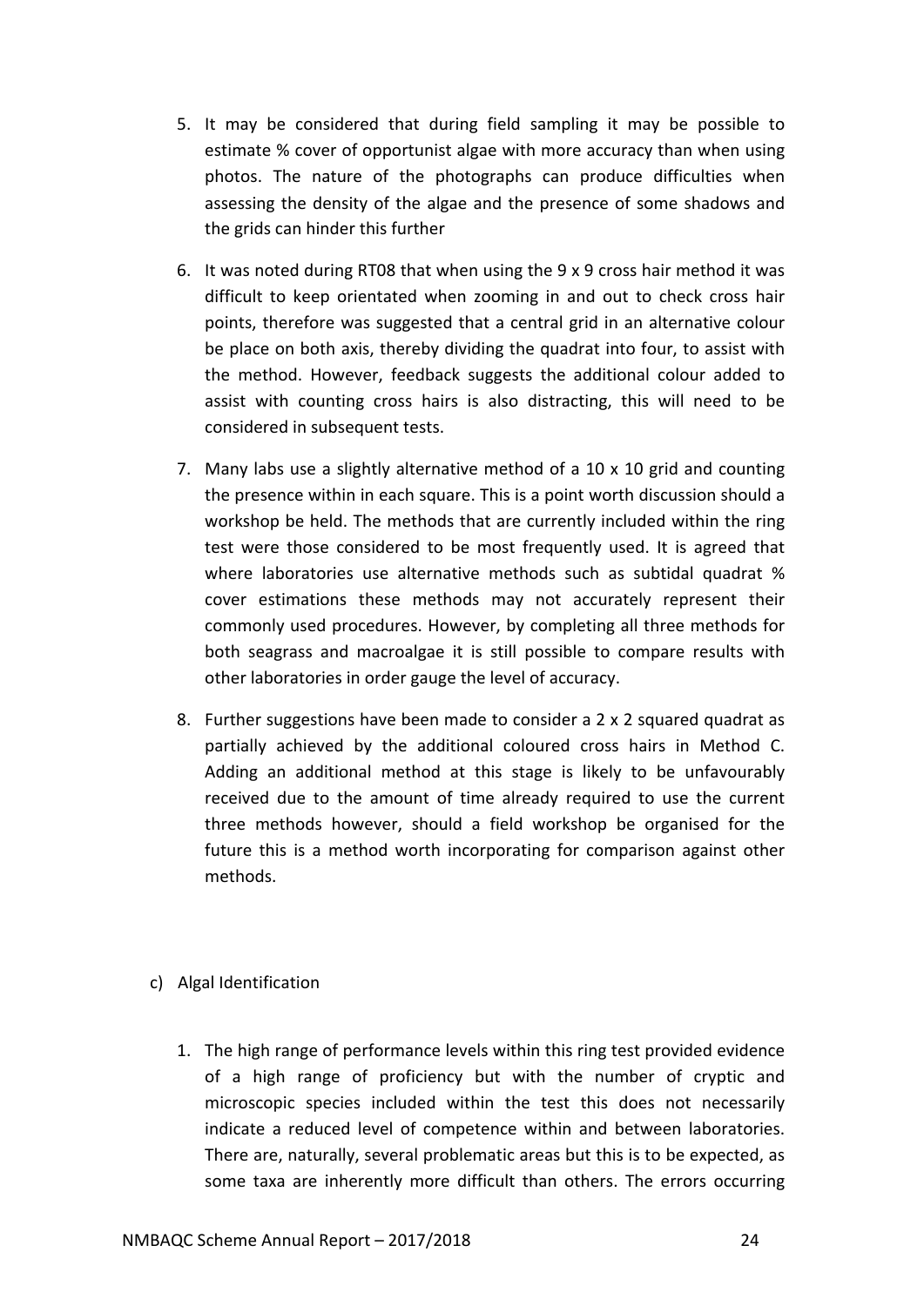5. It may be considered that during field sampling it may be possible to estimate % cover of opportunist algae with more accuracy than when using photos. The nature of the photographs can produce difficulties when assessing the density of the algae and the presence of some shadows and the grids can hinder this further

6. It was noted during RT08 that when using the 9 x 9 cross hair method it was difficult to keep orientated when zooming in and out to check cross hair points, therefore was suggested that a central grid in an alternative colour be place on both axis, thereby dividing the quadrat into four, to assist with the method. However, feedback suggests the additional colour added to assist with counting cross hairs is also distracting, this will need to be considered in subsequent tests.

7. Many labs use a slightly alternative method of a 10 x 10 grid and counting the presence within in each square. This is a point worth discussion should a workshop be held. The methods that are currently included within the ring test were those considered to be most frequently used. It is agreed that where laboratories use alternative methods such as subtidal quadrat % cover estimations these methods may not accurately represent their commonly used procedures. However, by completing all three methods for both seagrass and macroalgae it is still possible to compare results with other laboratories in order gauge the level of accuracy.

8. Further suggestions have been made to consider a 2 x 2 squared quadrat as partially achieved by the additional coloured cross hairs in Method C. Adding an additional method at this stage is likely to be unfavourably received due to the amount of time already required to use the current three methods however, should a field workshop be organised for the future this is a method worth incorporating for comparison against other methods.

c) Algal Identification

1. The high range of performance levels within this ring test provided evidence of a high range of proficiency but with the number of cryptic and microscopic species included within the test this does not necessarily indicate a reduced level of competence within and between laboratories. There are, naturally, several problematic areas but this is to be expected, as some taxa are inherently more difficult than others. The errors occurring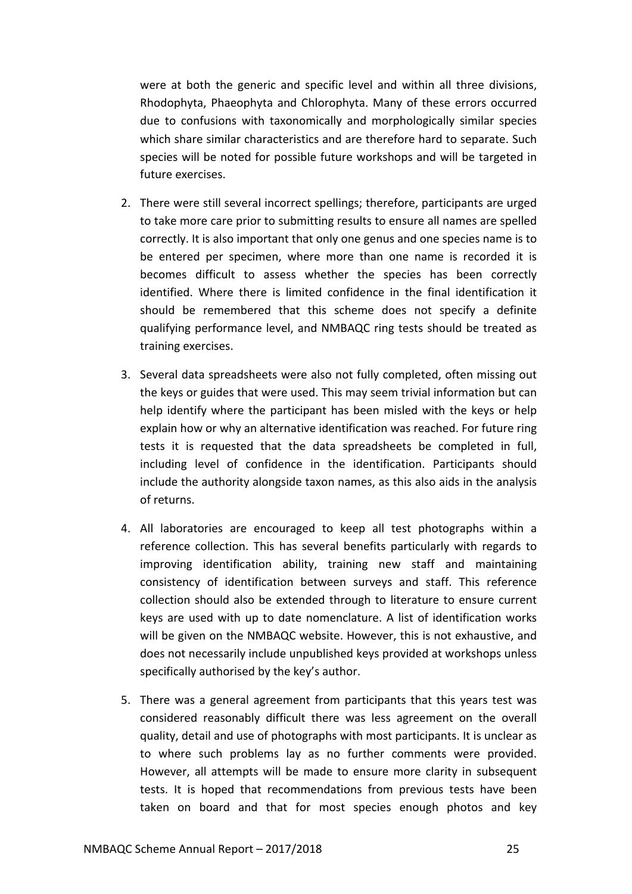were at both the generic and specific level and within all three divisions, Rhodophyta, Phaeophyta and Chlorophyta. Many of these errors occurred due to confusions with taxonomically and morphologically similar species which share similar characteristics and are therefore hard to separate. Such species will be noted for possible future workshops and will be targeted in future exercises.

2. There were still several incorrect spellings; therefore, participants are urged to take more care prior to submitting results to ensure all names are spelled correctly. It is also important that only one genus and one species name is to be entered per specimen, where more than one name is recorded it is becomes difficult to assess whether the species has been correctly identified. Where there is limited confidence in the final identification it should be remembered that this scheme does not specify a definite qualifying performance level, and NMBAQC ring tests should be treated as training exercises.

3. Several data spreadsheets were also not fully completed, often missing out the keys or guides that were used. This may seem trivial information but can help identify where the participant has been misled with the keys or help explain how or why an alternative identification was reached. For future ring tests it is requested that the data spreadsheets be completed in full, including level of confidence in the identification. Participants should include the authority alongside taxon names, as this also aids in the analysis of returns.

4. All laboratories are encouraged to keep all test photographs within a reference collection. This has several benefits particularly with regards to improving identification ability, training new staff and maintaining consistency of identification between surveys and staff. This reference collection should also be extended through to literature to ensure current keys are used with up to date nomenclature. A list of identification works will be given on the NMBAQC website. However, this is not exhaustive, and does not necessarily include unpublished keys provided at workshops unless specifically authorised by the key's author.

5. There was a general agreement from participants that this years test was considered reasonably difficult there was less agreement on the overall quality, detail and use of photographs with most participants. It is unclear as to where such problems lay as no further comments were provided. However, all attempts will be made to ensure more clarity in subsequent tests. It is hoped that recommendations from previous tests have been taken on board and that for most species enough photos and key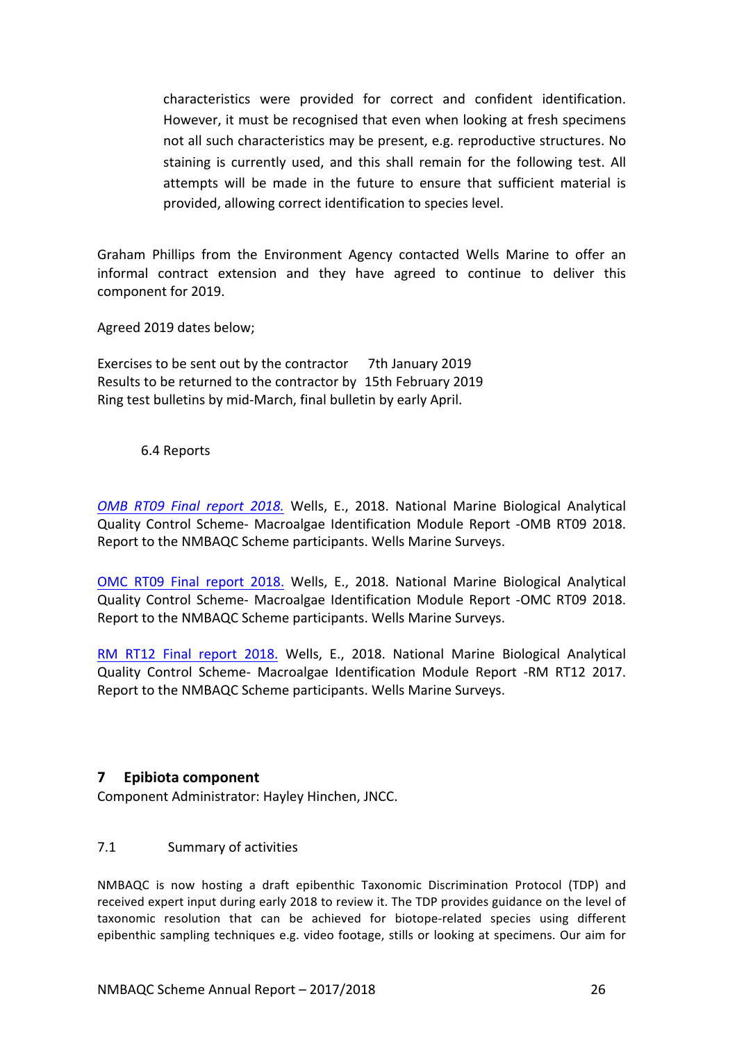characteristics were provided for correct and confident identification. However, it must be recognised that even when looking at fresh specimens not all such characteristics may be present, e.g. reproductive structures. No staining is currently used, and this shall remain for the following test. All attempts will be made in the future to ensure that sufficient material is provided, allowing correct identification to species level.

Graham Phillips from the Environment Agency contacted Wells Marine to offer an informal contract extension and they have agreed to continue to deliver this component for 2019.

Agreed 2019 dates below;

Exercises to be sent out by the contractor 7th January 2019
Results to be returned to the contractor by 15th February 2019
Ring test bulletins by mid-March, final bulletin by early April.

### 6.4 Reports

*OMB RT09 Final report 2018.* Wells, E., 2018. National Marine Biological Analytical Quality Control Scheme- Macroalgae Identification Module Report -OMB RT09 2018. Report to the NMBAQC Scheme participants. Wells Marine Surveys.

OMC RT09 Final report 2018. Wells, E., 2018. National Marine Biological Analytical Quality Control Scheme- Macroalgae Identification Module Report -OMC RT09 2018. Report to the NMBAQC Scheme participants. Wells Marine Surveys.

RM RT12 Final report 2018. Wells, E., 2018. National Marine Biological Analytical Quality Control Scheme- Macroalgae Identification Module Report -RM RT12 2017. Report to the NMBAQC Scheme participants. Wells Marine Surveys.

## 7 Epibiota component

Component Administrator: Hayley Hinchen, JNCC.

### 7.1 Summary of activities

NMBAQC is now hosting a draft epibenthic Taxonomic Discrimination Protocol (TDP) and received expert input during early 2018 to review it. The TDP provides guidance on the level of taxonomic resolution that can be achieved for biotope-related species using different epibenthic sampling techniques e.g. video footage, stills or looking at specimens. Our aim for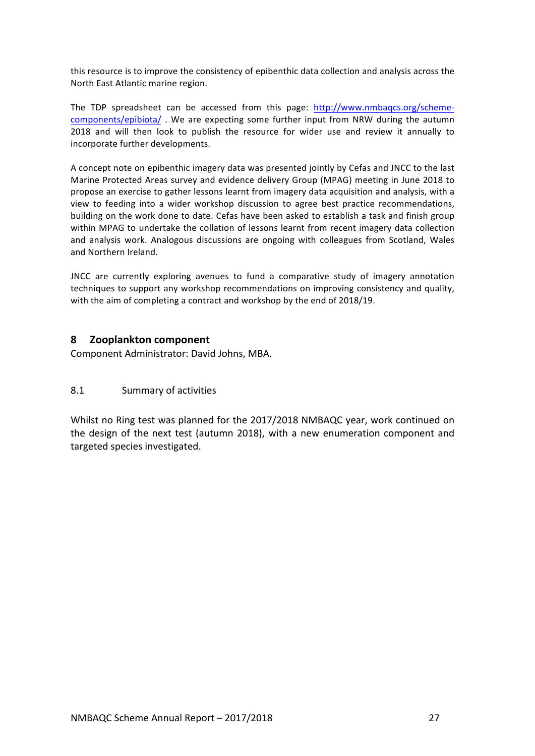this resource is to improve the consistency of epibenthic data collection and analysis across the North East Atlantic marine region.

The TDP spreadsheet can be accessed from this page: [http://www.nmbaqcs.org/scheme-components/epibiota/](http://www.nmbaqcs.org/scheme-components/epibiota/) . We are expecting some further input from NRW during the autumn 2018 and will then look to publish the resource for wider use and review it annually to incorporate further developments.

A concept note on epibenthic imagery data was presented jointly by Cefas and JNCC to the last Marine Protected Areas survey and evidence delivery Group (MPAG) meeting in June 2018 to propose an exercise to gather lessons learnt from imagery data acquisition and analysis, with a view to feeding into a wider workshop discussion to agree best practice recommendations, building on the work done to date. Cefas have been asked to establish a task and finish group within MPAG to undertake the collation of lessons learnt from recent imagery data collection and analysis work. Analogous discussions are ongoing with colleagues from Scotland, Wales and Northern Ireland.

JNCC are currently exploring avenues to fund a comparative study of imagery annotation techniques to support any workshop recommendations on improving consistency and quality, with the aim of completing a contract and workshop by the end of 2018/19.

## 8 Zooplankton component

Component Administrator: David Johns, MBA.

### 8.1 Summary of activities

Whilst no Ring test was planned for the 2017/2018 NMBAQC year, work continued on the design of the next test (autumn 2018), with a new enumeration component and targeted species investigated.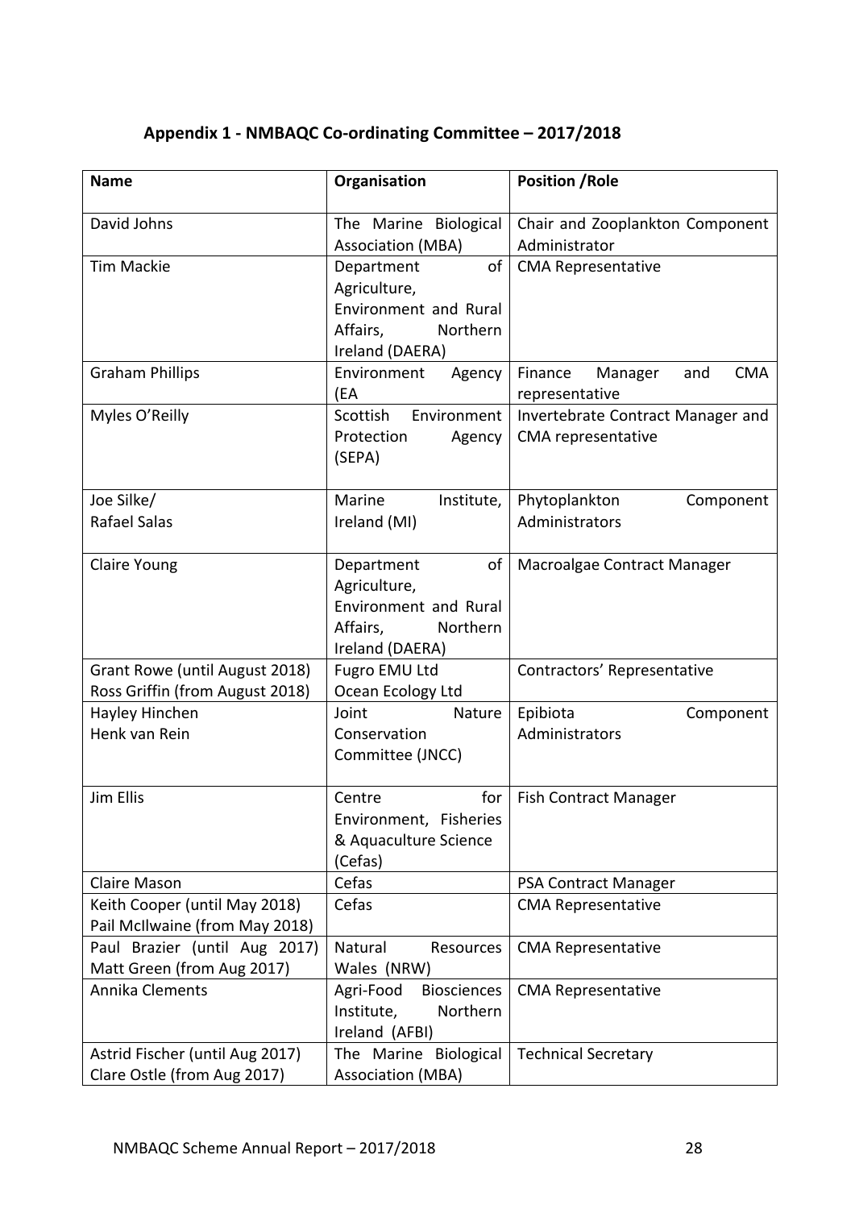## Appendix 1 - NMBAQC Co-ordinating Committee – 2017/2018

| Name | Organisation | Position /Role |
|---|---|---|
| David Johns | The Marine Biological Association (MBA) | Chair and Zooplankton Component Administrator |
| Tim Mackie | Department of Agriculture, Environment and Rural Affairs, Northern Ireland (DAERA) | CMA Representative |
| Graham Phillips | Environment Agency (EA | Finance Manager and CMA representative |
| Myles O'Reilly | Scottish Environment Protection Agency (SEPA) | Invertebrate Contract Manager and CMA representative |
| Joe Silke/<br>Rafael Salas | Marine Institute, Ireland (MI) | Phytoplankton Component Administrators |
| Claire Young | Department of Agriculture, Environment and Rural Affairs, Northern Ireland (DAERA) | Macroalgae Contract Manager |
| Grant Rowe (until August 2018)<br>Ross Griffin (from August 2018) | Fugro EMU Ltd<br>Ocean Ecology Ltd | Contractors' Representative |
| Hayley Hinchen<br>Henk van Rein | Joint Nature Conservation Committee (JNCC) | Epibiota Component Administrators |
| Jim Ellis | Centre for Environment, Fisheries & Aquaculture Science (Cefas) | Fish Contract Manager |
| Claire Mason | Cefas | PSA Contract Manager |
| Keith Cooper (until May 2018)<br>Pail McIlwaine (from May 2018) | Cefas | CMA Representative |
| Paul Brazier (until Aug 2017)<br>Matt Green (from Aug 2017) | Natural Resources Wales (NRW) | CMA Representative |
| Annika Clements | Agri-Food Biosciences Institute, Northern Ireland (AFBI) | CMA Representative |
| Astrid Fischer (until Aug 2017)<br>Clare Ostle (from Aug 2017) | The Marine Biological Association (MBA) | Technical Secretary |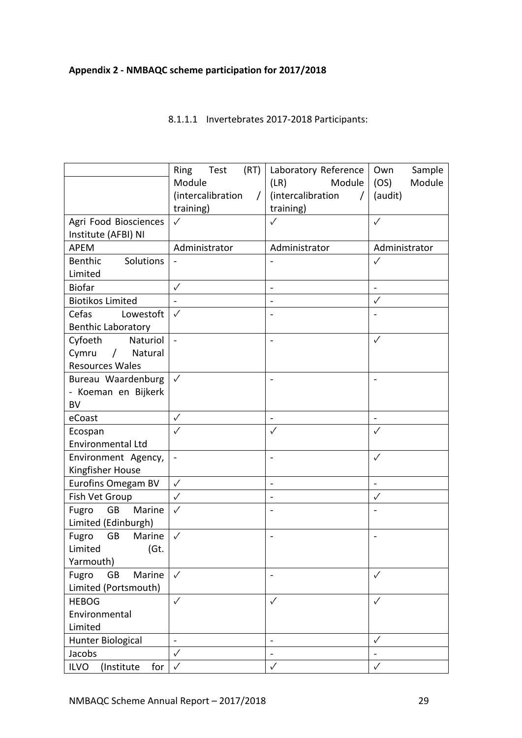**Appendix 2 - NMBAQC scheme participation for 2017/2018**

8.1.1.1 Invertebrates 2017-2018 Participants:

| | Ring Test (RT) Module (intercalibration / training) | Laboratory Reference (LR) Module (intercalibration / training) | Own Sample (OS) Module (audit) |
|---|---|---|---|
| Agri Food Biosciences Institute (AFBI) NI | ✓ | ✓ | ✓ |
| APEM | Administrator | Administrator | Administrator |
| Benthic Solutions Limited | - | - | ✓ |
| Biofar | ✓ | - | - |
| Biotikos Limited | - | - | ✓ |
| Cefas Lowestoft Benthic Laboratory | ✓ | - | - |
| Cyfoeth Naturiol Cymru / Natural Resources Wales | - | - | ✓ |
| Bureau Waardenburg - Koeman en Bijkerk BV | ✓ | - | - |
| eCoast | ✓ | - | - |
| Ecospan Environmental Ltd | ✓ | ✓ | ✓ |
| Environment Agency, Kingfisher House | - | - | ✓ |
| Eurofins Omegam BV | ✓ | - | - |
| Fish Vet Group | ✓ | - | ✓ |
| Fugro GB Marine Limited (Edinburgh) | ✓ | - | - |
| Fugro GB Marine Limited (Gt. Yarmouth) | ✓ | - | - |
| Fugro GB Marine Limited (Portsmouth) | ✓ | - | ✓ |
| HEBOG Environmental Limited | ✓ | ✓ | ✓ |
| Hunter Biological | - | - | ✓ |
| Jacobs | ✓ | - | - |
| ILVO (Institute for | ✓ | ✓ | ✓ |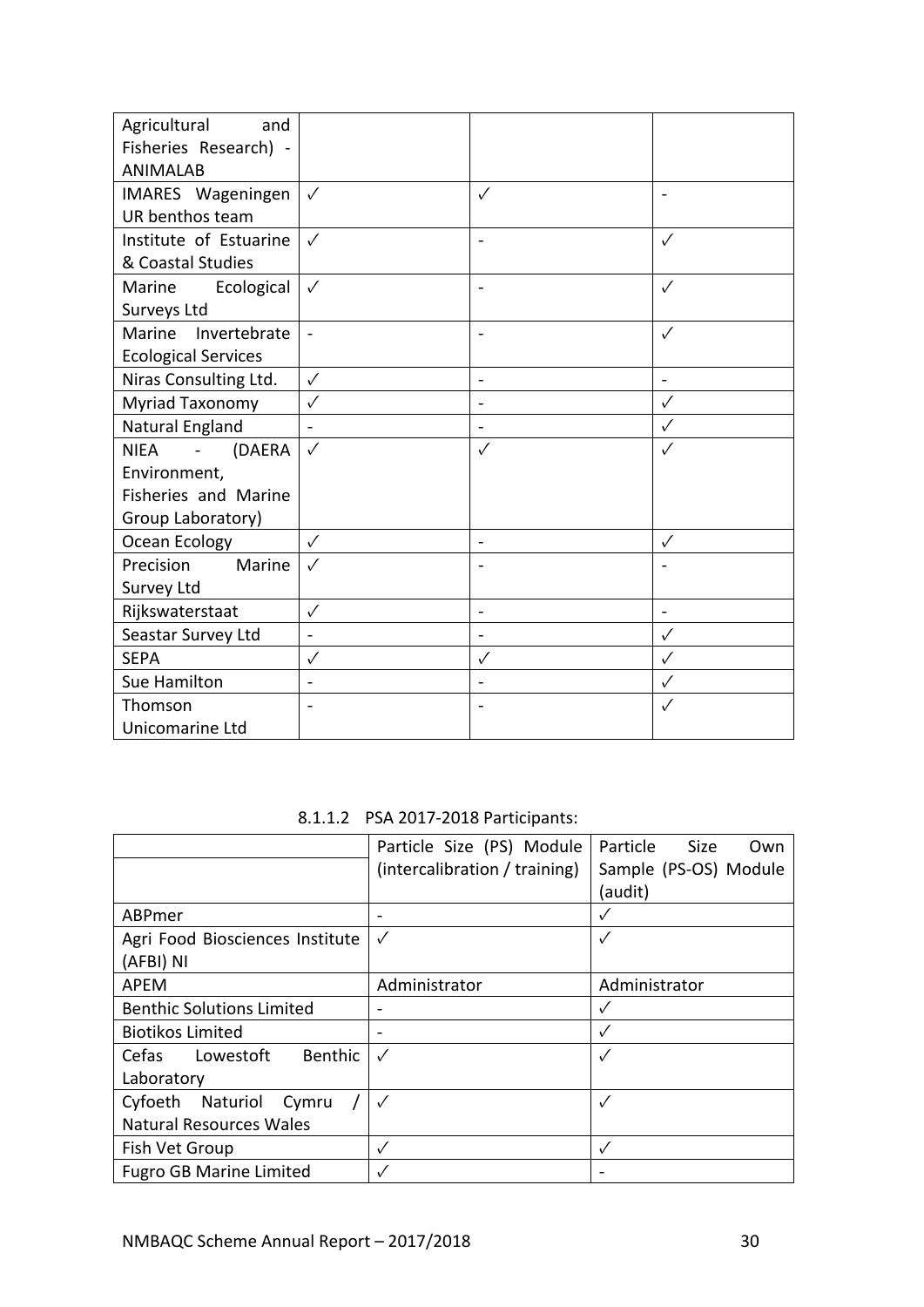| | | | |
|---|---|---|---|
| Agricultural and Fisheries Research) - ANIMALAB | | | |
| IMARES Wageningen UR benthos team | ✓ | ✓ | - |
| Institute of Estuarine & Coastal Studies | ✓ | - | ✓ |
| Marine Ecological Surveys Ltd | ✓ | - | ✓ |
| Marine Invertebrate Ecological Services | - | - | ✓ |
| Niras Consulting Ltd. | ✓ | - | - |
| Myriad Taxonomy | ✓ | - | ✓ |
| Natural England | - | - | ✓ |
| NIEA - (DAERA Environment, Fisheries and Marine Group Laboratory) | ✓ | ✓ | ✓ |
| Ocean Ecology | ✓ | - | ✓ |
| Precision Marine Survey Ltd | ✓ | - | - |
| Rijkswaterstaat | ✓ | - | - |
| Seastar Survey Ltd | - | - | ✓ |
| SEPA | ✓ | ✓ | ✓ |
| Sue Hamilton | - | - | ✓ |
| Thomson Unicomarine Ltd | - | - | ✓ |

8.1.1.2 PSA 2017-2018 Participants:

| | Particle Size (PS) Module (intercalibration / training) | Particle Size Own Sample (PS-OS) Module (audit) |
|---|---|---|
| ABPmer | - | ✓ |
| Agri Food Biosciences Institute (AFBI) NI | ✓ | ✓ |
| APEM | Administrator | Administrator |
| Benthic Solutions Limited | - | ✓ |
| Biotikos Limited | - | ✓ |
| Cefas Lowestoft Benthic Laboratory | ✓ | ✓ |
| Cyfoeth Naturiol Cymru / Natural Resources Wales | ✓ | ✓ |
| Fish Vet Group | ✓ | ✓ |
| Fugro GB Marine Limited | ✓ | - |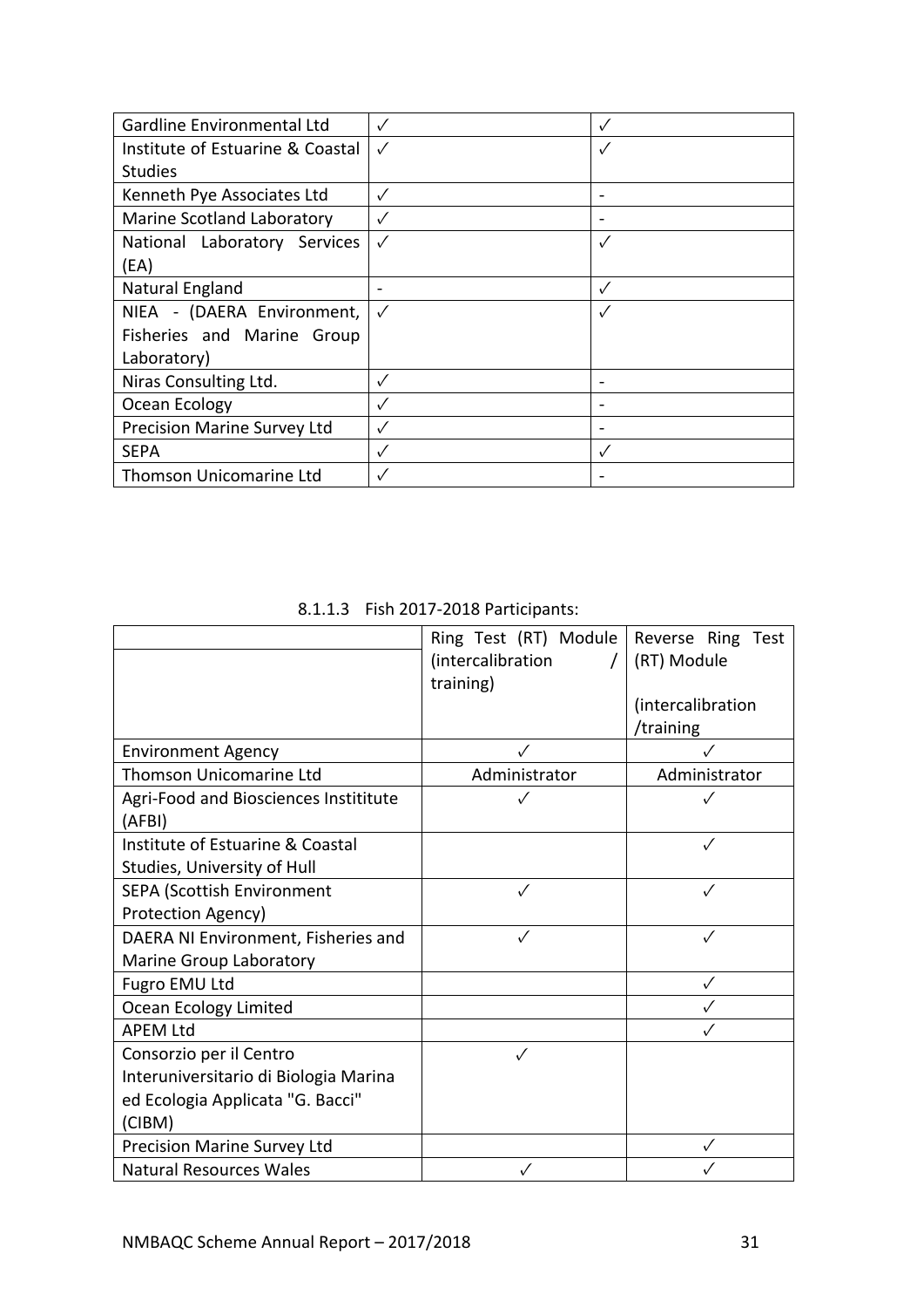| | | |
|---|---|---|
| Gardline Environmental Ltd | ✓ | ✓ |
| Institute of Estuarine & Coastal Studies | ✓ | ✓ |
| Kenneth Pye Associates Ltd | ✓ | - |
| Marine Scotland Laboratory | ✓ | - |
| National Laboratory Services (EA) | ✓ | ✓ |
| Natural England | - | ✓ |
| NIEA - (DAERA Environment, Fisheries and Marine Group Laboratory) | ✓ | ✓ |
| Niras Consulting Ltd. | ✓ | - |
| Ocean Ecology | ✓ | - |
| Precision Marine Survey Ltd | ✓ | - |
| SEPA | ✓ | ✓ |
| Thomson Unicomarine Ltd | ✓ | - |

#### 8.1.1.3 Fish 2017-2018 Participants:

| | Ring Test (RT) Module (intercalibration / training) | Reverse Ring Test (RT) Module (intercalibration /training |
|---|---|---|
| Environment Agency | ✓ | ✓ |
| Thomson Unicomarine Ltd | Administrator | Administrator |
| Agri-Food and Biosciences Instititute (AFBI) | ✓ | ✓ |
| Institute of Estuarine & Coastal Studies, University of Hull | | ✓ |
| SEPA (Scottish Environment Protection Agency) | ✓ | ✓ |
| DAERA NI Environment, Fisheries and Marine Group Laboratory | ✓ | ✓ |
| Fugro EMU Ltd | | ✓ |
| Ocean Ecology Limited | | ✓ |
| APEM Ltd | | ✓ |
| Consorzio per il Centro Interuniversitario di Biologia Marina ed Ecologia Applicata "G. Bacci" (CIBM) | ✓ | |
| Precision Marine Survey Ltd | | ✓ |
| Natural Resources Wales | ✓ | ✓ |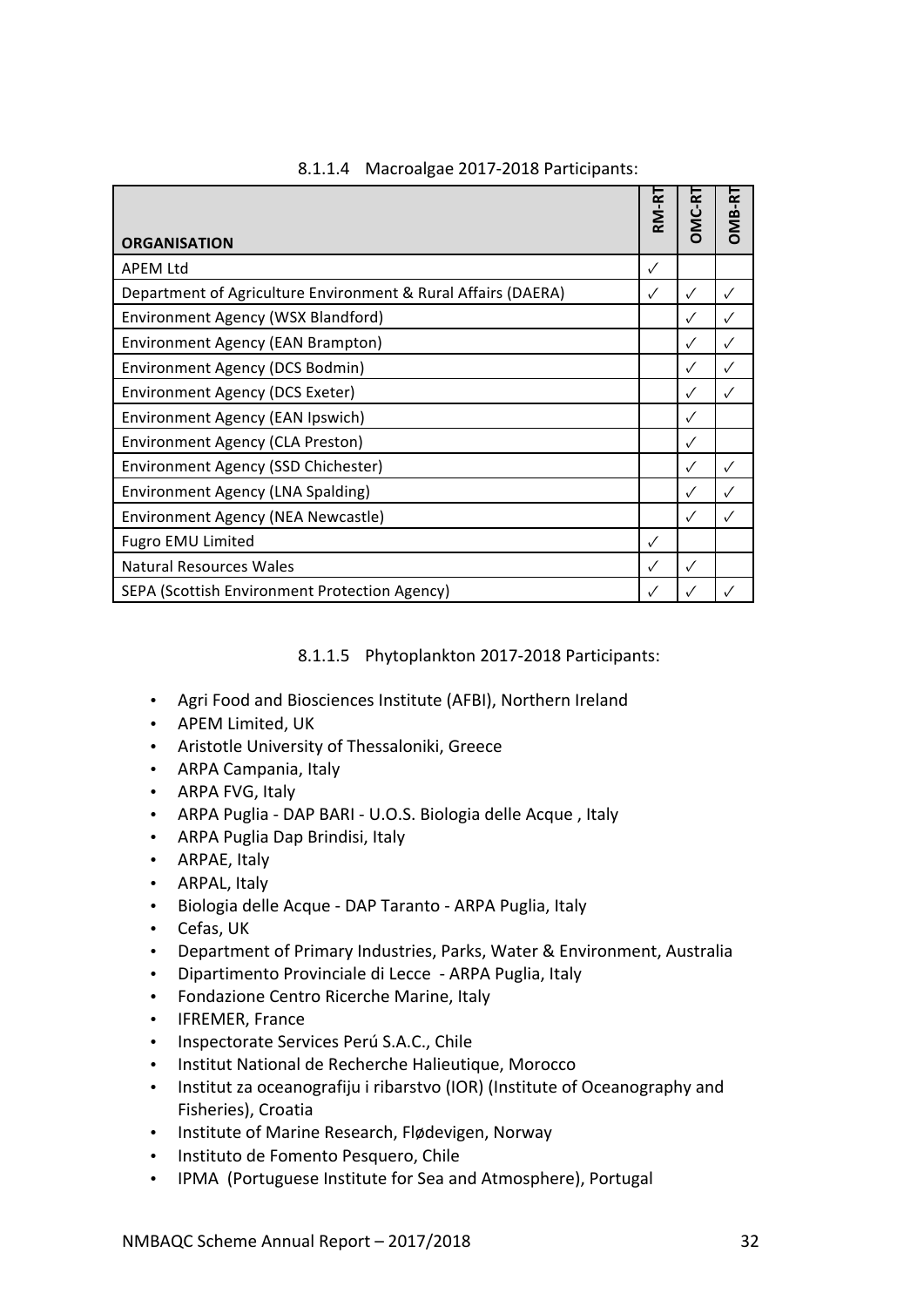#### 8.1.1.4 Macroalgae 2017-2018 Participants:

| ORGANISATION | RM-RT | OMC-RT | OMB-RT |
|---|---|---|---|
| APEM Ltd | ✓ | | |
| Department of Agriculture Environment & Rural Affairs (DAERA) | ✓ | ✓ | ✓ |
| Environment Agency (WSX Blandford) | | ✓ | ✓ |
| Environment Agency (EAN Brampton) | | ✓ | ✓ |
| Environment Agency (DCS Bodmin) | | ✓ | ✓ |
| Environment Agency (DCS Exeter) | | ✓ | ✓ |
| Environment Agency (EAN Ipswich) | | ✓ | |
| Environment Agency (CLA Preston) | | ✓ | |
| Environment Agency (SSD Chichester) | | ✓ | ✓ |
| Environment Agency (LNA Spalding) | | ✓ | ✓ |
| Environment Agency (NEA Newcastle) | | ✓ | ✓ |
| Fugro EMU Limited | ✓ | | |
| Natural Resources Wales | ✓ | ✓ | |
| SEPA (Scottish Environment Protection Agency) | ✓ | ✓ | ✓ |

#### 8.1.1.5 Phytoplankton 2017-2018 Participants:

- Agri Food and Biosciences Institute (AFBI), Northern Ireland
- APEM Limited, UK
- Aristotle University of Thessaloniki, Greece
- ARPA Campania, Italy
- ARPA FVG, Italy
- ARPA Puglia - DAP BARI - U.O.S. Biologia delle Acque , Italy
- ARPA Puglia Dap Brindisi, Italy
- ARPAE, Italy
- ARPAL, Italy
- Biologia delle Acque - DAP Taranto - ARPA Puglia, Italy
- Cefas, UK
- Department of Primary Industries, Parks, Water & Environment, Australia
- Dipartimento Provinciale di Lecce - ARPA Puglia, Italy
- Fondazione Centro Ricerche Marine, Italy
- IFREMER, France
- Inspectorate Services Perú S.A.C., Chile
- Institut National de Recherche Halieutique, Morocco
- Institut za oceanografiju i ribarstvo (IOR) (Institute of Oceanography and Fisheries), Croatia
- Institute of Marine Research, Flødevigen, Norway
- Instituto de Fomento Pesquero, Chile
- IPMA (Portuguese Institute for Sea and Atmosphere), Portugal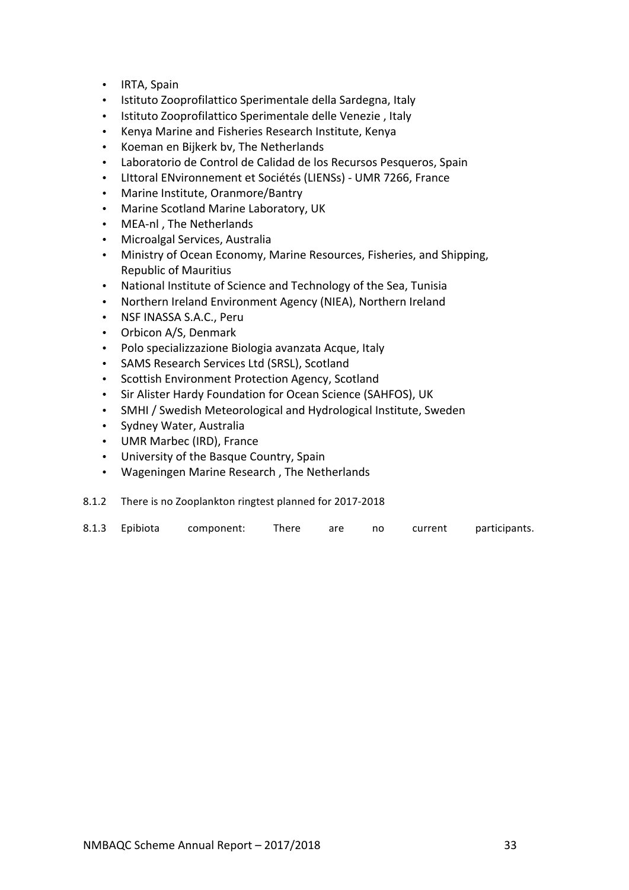- IRTA, Spain
- Istituto Zooprofilattico Sperimentale della Sardegna, Italy
- Istituto Zooprofilattico Sperimentale delle Venezie , Italy
- Kenya Marine and Fisheries Research Institute, Kenya
- Koeman en Bijkerk bv, The Netherlands
- Laboratorio de Control de Calidad de los Recursos Pesqueros, Spain
- LIttoral ENvironnement et Sociétés (LIENSs) - UMR 7266, France
- Marine Institute, Oranmore/Bantry
- Marine Scotland Marine Laboratory, UK
- MEA-nl , The Netherlands
- Microalgal Services, Australia
- Ministry of Ocean Economy, Marine Resources, Fisheries, and Shipping, Republic of Mauritius
- National Institute of Science and Technology of the Sea, Tunisia
- Northern Ireland Environment Agency (NIEA), Northern Ireland
- NSF INASSA S.A.C., Peru
- Orbicon A/S, Denmark
- Polo specializzazione Biologia avanzata Acque, Italy
- SAMS Research Services Ltd (SRSL), Scotland
- Scottish Environment Protection Agency, Scotland
- Sir Alister Hardy Foundation for Ocean Science (SAHFOS), UK
- SMHI / Swedish Meteorological and Hydrological Institute, Sweden
- Sydney Water, Australia
- UMR Marbec (IRD), France
- University of the Basque Country, Spain
- Wageningen Marine Research , The Netherlands

8.1.2 There is no Zooplankton ringtest planned for 2017-2018

8.1.3 Epibiota component: There are no current participants.